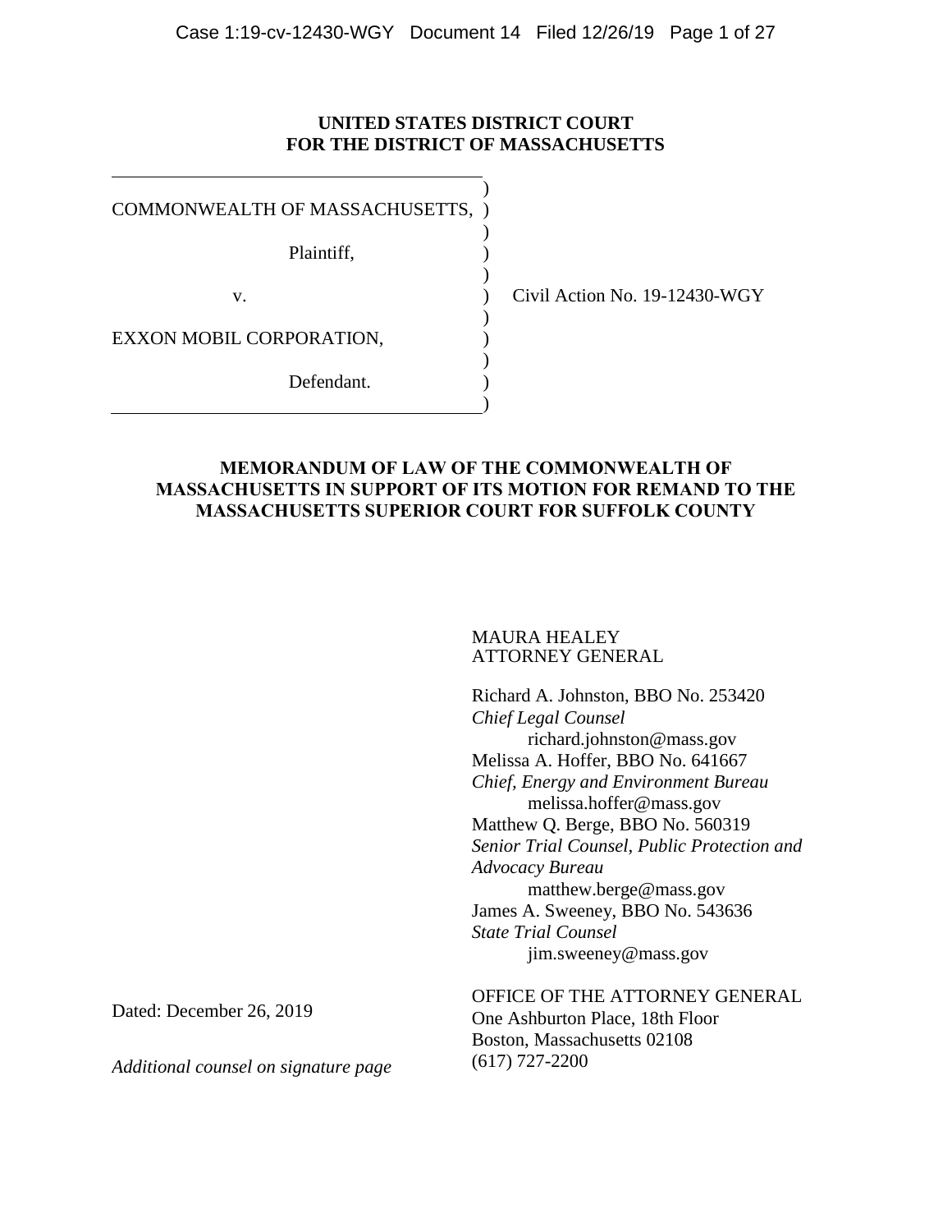**UNITED STATES DISTRICT COURT**
**FOR THE DISTRICT OF MASSACHUSETTS**

| | | |
|---|---|---|
| COMMONWEALTH OF MASSACHUSETTS, | ) | |
| Plaintiff, | ) | |
| v. | ) | Civil Action No. 19-12430-WGY |
| EXXON MOBIL CORPORATION, | ) | |
| Defendant. | ) | |

**MEMORANDUM OF LAW OF THE COMMONWEALTH OF MASSACHUSETTS IN SUPPORT OF ITS MOTION FOR REMAND TO THE MASSACHUSETTS SUPERIOR COURT FOR SUFFOLK COUNTY**

MAURA HEALEY
ATTORNEY GENERAL

Richard A. Johnston, BBO No. 253420
*Chief Legal Counsel*
richard.johnston@mass.gov
Melissa A. Hoffer, BBO No. 641667
*Chief, Energy and Environment Bureau*
melissa.hoffer@mass.gov
Matthew Q. Berge, BBO No. 560319
*Senior Trial Counsel, Public Protection and Advocacy Bureau*
matthew.berge@mass.gov
James A. Sweeney, BBO No. 543636
*State Trial Counsel*
jim.sweeney@mass.gov

OFFICE OF THE ATTORNEY GENERAL
One Ashburton Place, 18th Floor
Boston, Massachusetts 02108
(617) 727-2200

Dated: December 26, 2019

*Additional counsel on signature page*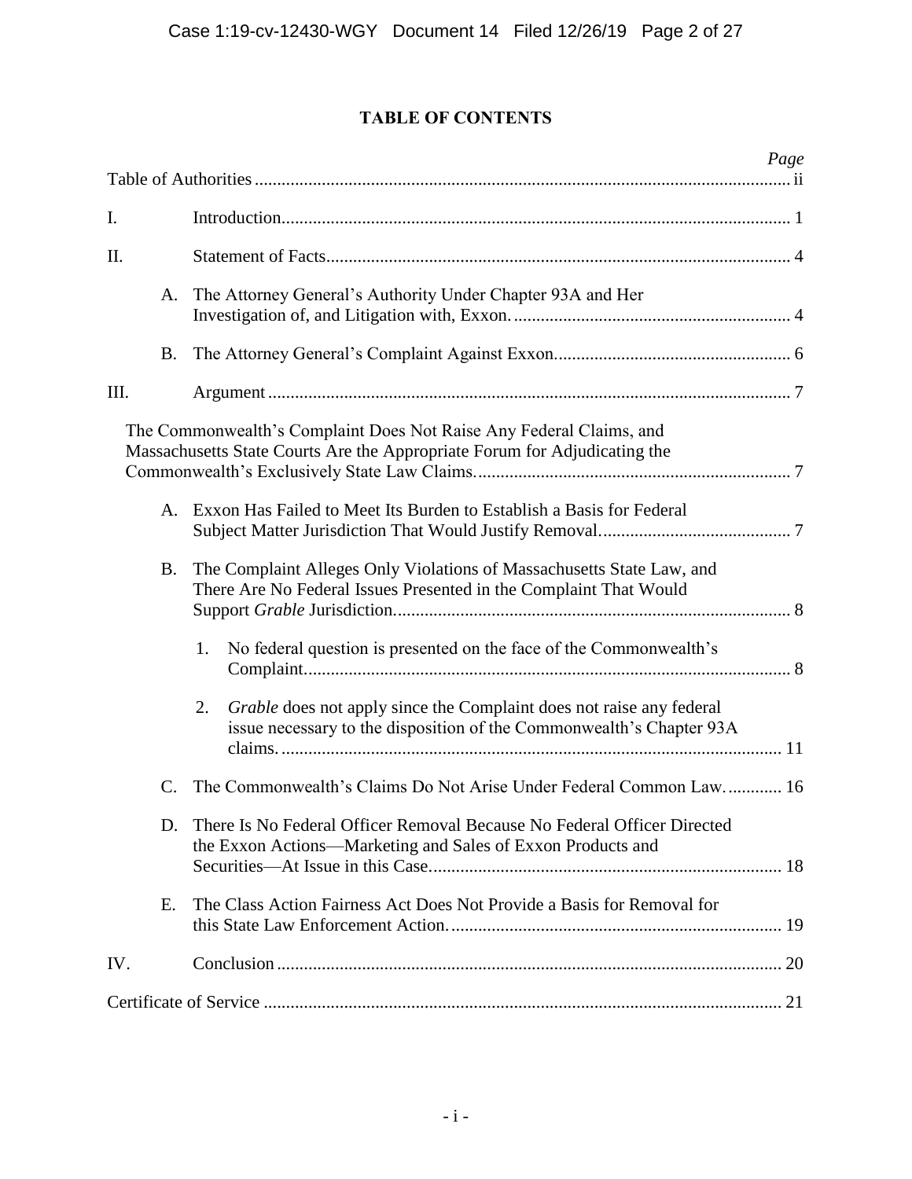# TABLE OF CONTENTS

| | | Page |
|---|---|---|
| Table of Authorities | | ii |
| I. | Introduction | 1 |
| II. | Statement of Facts | 4 |
| | A. The Attorney General's Authority Under Chapter 93A and Her Investigation of, and Litigation with, Exxon. | 4 |
| | B. The Attorney General's Complaint Against Exxon. | 6 |
| III. | Argument | 7 |
| | The Commonwealth's Complaint Does Not Raise Any Federal Claims, and Massachusetts State Courts Are the Appropriate Forum for Adjudicating the Commonwealth's Exclusively State Law Claims. | 7 |
| | A. Exxon Has Failed to Meet Its Burden to Establish a Basis for Federal Subject Matter Jurisdiction That Would Justify Removal. | 7 |
| | B. The Complaint Alleges Only Violations of Massachusetts State Law, and There Are No Federal Issues Presented in the Complaint That Would Support *Grable* Jurisdiction. | 8 |
| | 1. No federal question is presented on the face of the Commonwealth's Complaint. | 8 |
| | 2. *Grable* does not apply since the Complaint does not raise any federal issue necessary to the disposition of the Commonwealth's Chapter 93A claims. | 11 |
| | C. The Commonwealth's Claims Do Not Arise Under Federal Common Law. | 16 |
| | D. There Is No Federal Officer Removal Because No Federal Officer Directed the Exxon Actions—Marketing and Sales of Exxon Products and Securities—At Issue in this Case. | 18 |
| | E. The Class Action Fairness Act Does Not Provide a Basis for Removal for this State Law Enforcement Action. | 19 |
| IV. | Conclusion | 20 |
| Certificate of Service | | 21 |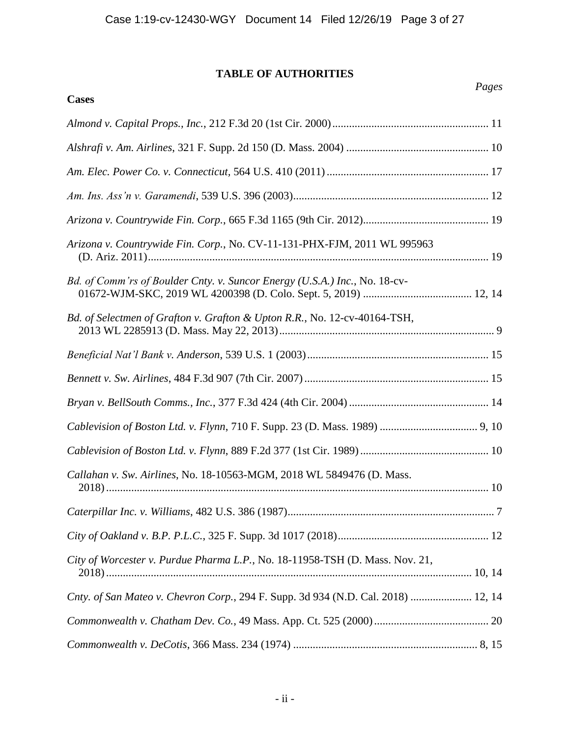## TABLE OF AUTHORITIES

*Pages*

**Cases**

*Almond v. Capital Props., Inc.*, 212 F.3d 20 (1st Cir. 2000) ........................................................ 11

*Alshrafi v. Am. Airlines*, 321 F. Supp. 2d 150 (D. Mass. 2004) .................................................. 10

*Am. Elec. Power Co. v. Connecticut*, 564 U.S. 410 (2011) ......................................................... 17

*Am. Ins. Ass'n v. Garamendi*, 539 U.S. 396 (2003)..................................................................... 12

*Arizona v. Countrywide Fin. Corp.*, 665 F.3d 1165 (9th Cir. 2012)............................................ 19

*Arizona v. Countrywide Fin. Corp.*, No. CV-11-131-PHX-FJM, 2011 WL 995963 (D. Ariz. 2011)......................................................................................................................... 19

*Bd. of Comm'rs of Boulder Cnty. v. Suncor Energy (U.S.A.) Inc.*, No. 18-cv-01672-WJM-SKC, 2019 WL 4200398 (D. Colo. Sept. 5, 2019) ....................................... 12, 14

*Bd. of Selectmen of Grafton v. Grafton & Upton R.R.*, No. 12-cv-40164-TSH, 2013 WL 2285913 (D. Mass. May 22, 2013)............................................................................ 9

*Beneficial Nat'l Bank v. Anderson*, 539 U.S. 1 (2003)................................................................ 15

*Bennett v. Sw. Airlines*, 484 F.3d 907 (7th Cir. 2007)................................................................. 15

*Bryan v. BellSouth Comms., Inc.*, 377 F.3d 424 (4th Cir. 2004) ................................................. 14

*Cablevision of Boston Ltd. v. Flynn*, 710 F. Supp. 23 (D. Mass. 1989) .................................. 9, 10

*Cablevision of Boston Ltd. v. Flynn*, 889 F.2d 377 (1st Cir. 1989)............................................. 10

*Callahan v. Sw. Airlines*, No. 18-10563-MGM, 2018 WL 5849476 (D. Mass. 2018)...................................................................................................................................... 10

*Caterpillar Inc. v. Williams*, 482 U.S. 386 (1987)......................................................................... 7

*City of Oakland v. B.P. P.L.C.*, 325 F. Supp. 3d 1017 (2018)..................................................... 12

*City of Worcester v. Purdue Pharma L.P.*, No. 18-11958-TSH (D. Mass. Nov. 21, 2018)................................................................................................................................. 10, 14

*Cnty. of San Mateo v. Chevron Corp.*, 294 F. Supp. 3d 934 (N.D. Cal. 2018) ...................... 12, 14

*Commonwealth v. Chatham Dev. Co.*, 49 Mass. App. Ct. 525 (2000)......................................... 20

*Commonwealth v. DeCotis*, 366 Mass. 234 (1974) ................................................................. 8, 15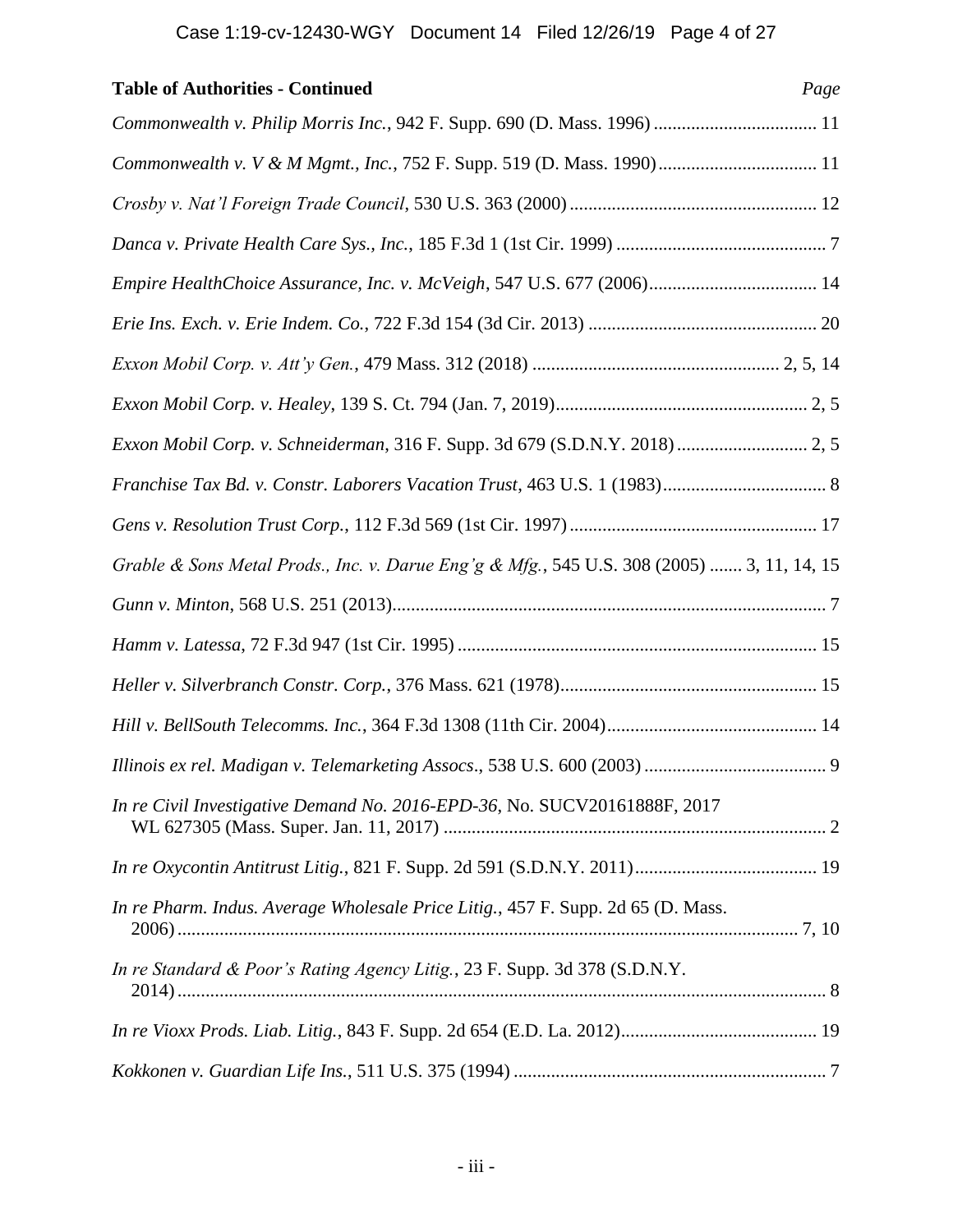**Table of Authorities - Continued** *Page*

*Commonwealth v. Philip Morris Inc.*, 942 F. Supp. 690 (D. Mass. 1996) .................................. 11

*Commonwealth v. V & M Mgmt., Inc.*, 752 F. Supp. 519 (D. Mass. 1990) .................................. 11

*Crosby v. Nat'l Foreign Trade Council*, 530 U.S. 363 (2000) .................................................... 12

*Danca v. Private Health Care Sys., Inc.*, 185 F.3d 1 (1st Cir. 1999) ............................................ 7

*Empire HealthChoice Assurance, Inc. v. McVeigh*, 547 U.S. 677 (2006) .................................... 14

*Erie Ins. Exch. v. Erie Indem. Co.*, 722 F.3d 154 (3d Cir. 2013) ................................................ 20

*Exxon Mobil Corp. v. Att'y Gen.*, 479 Mass. 312 (2018) .................................................... 2, 5, 14

*Exxon Mobil Corp. v. Healey*, 139 S. Ct. 794 (Jan. 7, 2019) ..................................................... 2, 5

*Exxon Mobil Corp. v. Schneiderman*, 316 F. Supp. 3d 679 (S.D.N.Y. 2018) ............................ 2, 5

*Franchise Tax Bd. v. Constr. Laborers Vacation Trust*, 463 U.S. 1 (1983) .................................. 8

*Gens v. Resolution Trust Corp.*, 112 F.3d 569 (1st Cir. 1997) .................................................... 17

*Grable & Sons Metal Prods., Inc. v. Darue Eng'g & Mfg.*, 545 U.S. 308 (2005) ....... 3, 11, 14, 15

*Gunn v. Minton*, 568 U.S. 251 (2013) ............................................................................................ 7

*Hamm v. Latessa*, 72 F.3d 947 (1st Cir. 1995) ........................................................................... 15

*Heller v. Silverbranch Constr. Corp.*, 376 Mass. 621 (1978) ...................................................... 15

*Hill v. BellSouth Telecomms. Inc.*, 364 F.3d 1308 (11th Cir. 2004) ............................................ 14

*Illinois ex rel. Madigan v. Telemarketing Assocs.*, 538 U.S. 600 (2003) ....................................... 9

*In re Civil Investigative Demand No. 2016-EPD-36*, No. SUCV20161888F, 2017 WL 627305 (Mass. Super. Jan. 11, 2017) ................................................................................. 2

*In re Oxycontin Antitrust Litig.*, 821 F. Supp. 2d 591 (S.D.N.Y. 2011) ...................................... 19

*In re Pharm. Indus. Average Wholesale Price Litig.*, 457 F. Supp. 2d 65 (D. Mass. 2006) ................................................................................................................................ 7, 10

*In re Standard & Poor's Rating Agency Litig.*, 23 F. Supp. 3d 378 (S.D.N.Y. 2014) ...................................................................................................................................... 8

*In re Vioxx Prods. Liab. Litig.*, 843 F. Supp. 2d 654 (E.D. La. 2012) .......................................... 19

*Kokkonen v. Guardian Life Ins.*, 511 U.S. 375 (1994) .................................................................. 7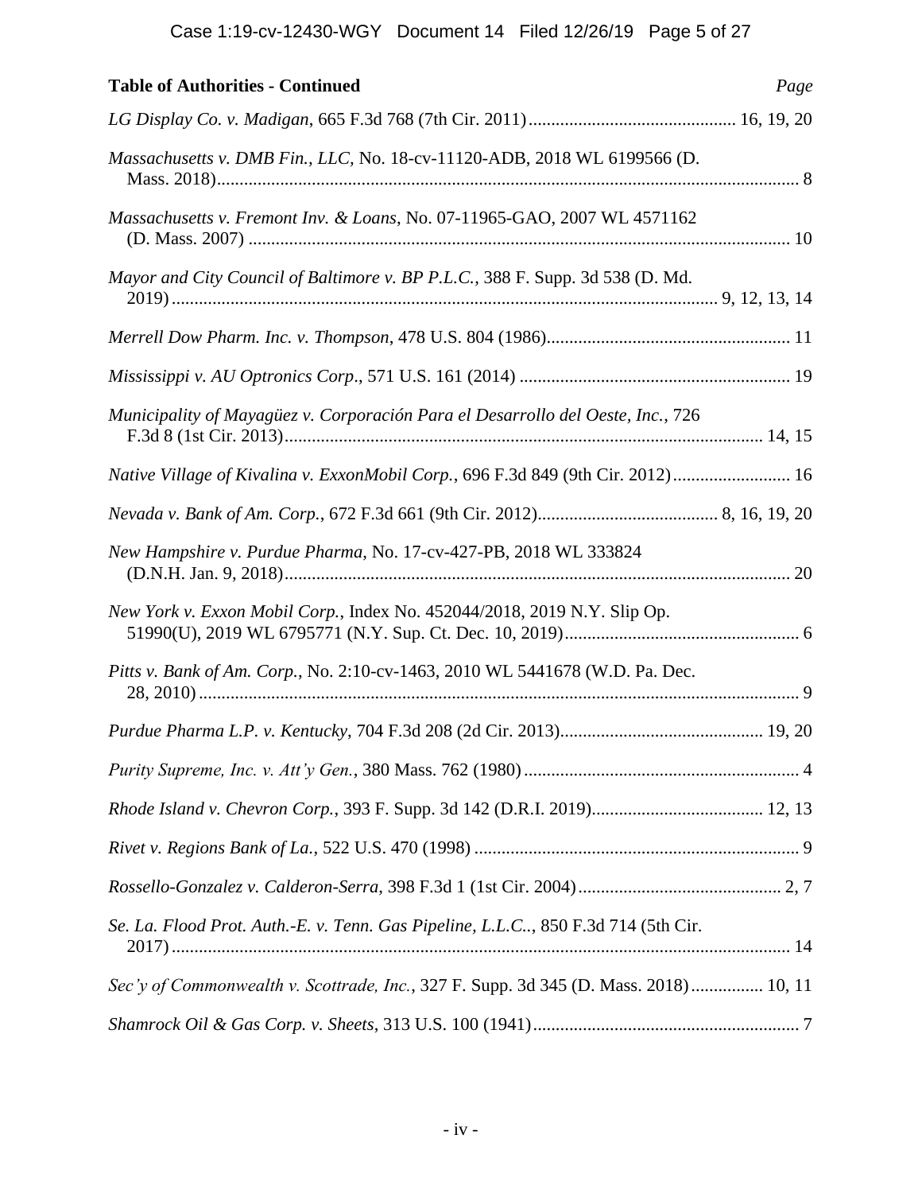**Table of Authorities - Continued** *Page*

*LG Display Co. v. Madigan*, 665 F.3d 768 (7th Cir. 2011) ............................................. 16, 19, 20

*Massachusetts v. DMB Fin., LLC*, No. 18-cv-11120-ADB, 2018 WL 6199566 (D. Mass. 2018) ................................................................................................................................ 8

*Massachusetts v. Fremont Inv. & Loans*, No. 07-11965-GAO, 2007 WL 4571162 (D. Mass. 2007) ........................................................................................................................ 10

*Mayor and City Council of Baltimore v. BP P.L.C.*, 388 F. Supp. 3d 538 (D. Md. 2019) ....................................................................................................................... 9, 12, 13, 14

*Merrell Dow Pharm. Inc. v. Thompson*, 478 U.S. 804 (1986) ...................................................... 11

*Mississippi v. AU Optronics Corp.*, 571 U.S. 161 (2014) ........................................................... 19

*Municipality of Mayagüez v. Corporación Para el Desarrollo del Oeste, Inc.*, 726 F.3d 8 (1st Cir. 2013) ......................................................................................................... 14, 15

*Native Village of Kivalina v. ExxonMobil Corp.*, 696 F.3d 849 (9th Cir. 2012) .......................... 16

*Nevada v. Bank of Am. Corp.*, 672 F.3d 661 (9th Cir. 2012) ........................................ 8, 16, 19, 20

*New Hampshire v. Purdue Pharma*, No. 17-cv-427-PB, 2018 WL 333824 (D.N.H. Jan. 9, 2018) ................................................................................................................ 20

*New York v. Exxon Mobil Corp.*, Index No. 452044/2018, 2019 N.Y. Slip Op. 51990(U), 2019 WL 6795771 (N.Y. Sup. Ct. Dec. 10, 2019) .................................................... 6

*Pitts v. Bank of Am. Corp.*, No. 2:10-cv-1463, 2010 WL 5441678 (W.D. Pa. Dec. 28, 2010) ..................................................................................................................................... 9

*Purdue Pharma L.P. v. Kentucky*, 704 F.3d 208 (2d Cir. 2013) ............................................. 19, 20

*Purity Supreme, Inc. v. Att'y Gen.*, 380 Mass. 762 (1980) ............................................................ 4

*Rhode Island v. Chevron Corp.*, 393 F. Supp. 3d 142 (D.R.I. 2019) ...................................... 12, 13

*Rivet v. Regions Bank of La.*, 522 U.S. 470 (1998) ....................................................................... 9

*Rossello-Gonzalez v. Calderon-Serra*, 398 F.3d 1 (1st Cir. 2004) ............................................. 2, 7

*Se. La. Flood Prot. Auth.-E. v. Tenn. Gas Pipeline, L.L.C.*, 850 F.3d 714 (5th Cir. 2017) ......................................................................................................................................... 14

*Sec'y of Commonwealth v. Scottrade, Inc.*, 327 F. Supp. 3d 345 (D. Mass. 2018) ................ 10, 11

*Shamrock Oil & Gas Corp. v. Sheets*, 313 U.S. 100 (1941) ........................................................... 7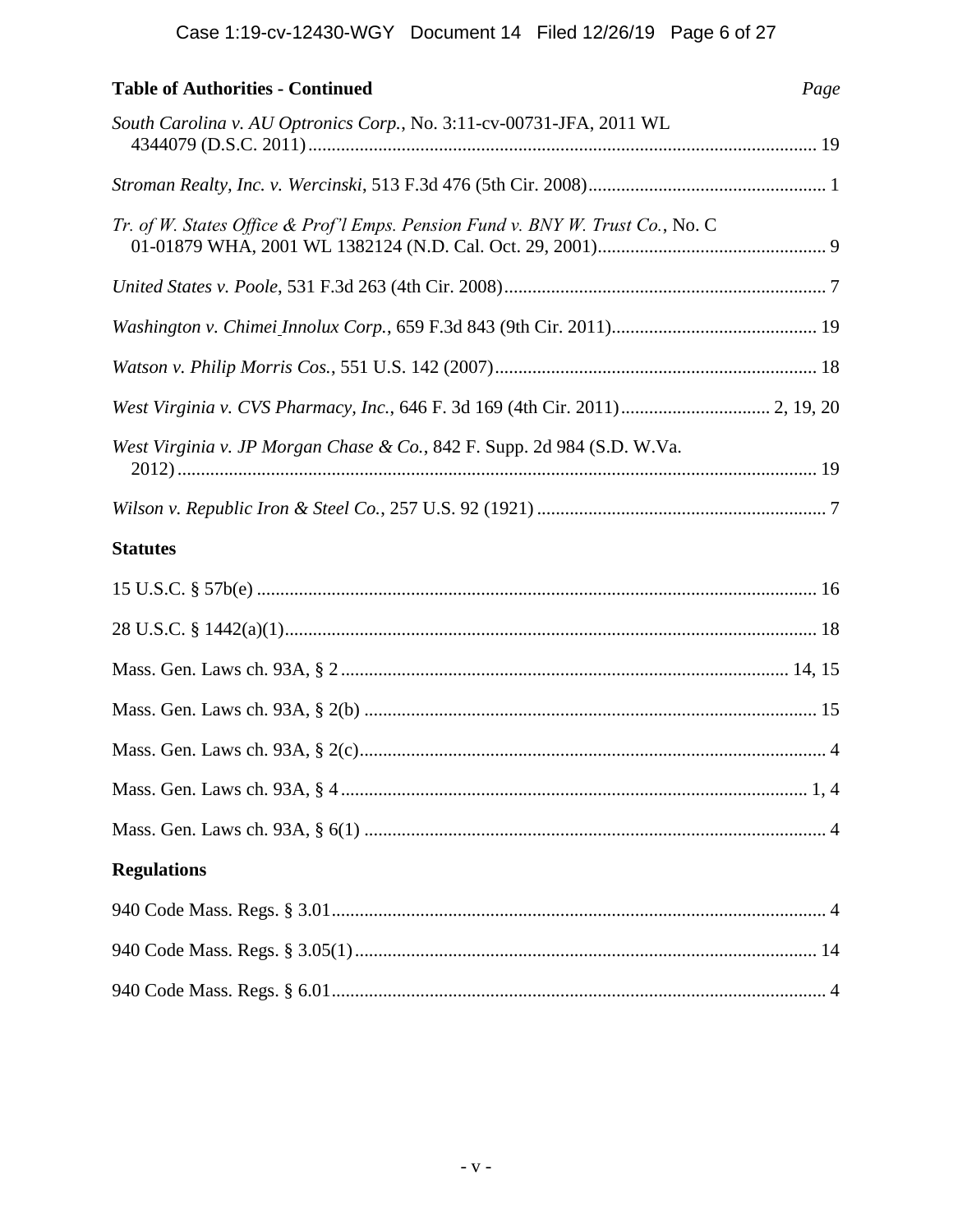**Table of Authorities - Continued** *Page*

*South Carolina v. AU Optronics Corp.*, No. 3:11-cv-00731-JFA, 2011 WL 4344079 (D.S.C. 2011) ........ 19

*Stroman Realty, Inc. v. Wercinski*, 513 F.3d 476 (5th Cir. 2008) ........ 1

*Tr. of W. States Office & Prof'l Emps. Pension Fund v. BNY W. Trust Co.*, No. C 01-01879 WHA, 2001 WL 1382124 (N.D. Cal. Oct. 29, 2001) ........ 9

*United States v. Poole*, 531 F.3d 263 (4th Cir. 2008) ........ 7

*Washington v. Chimei Innolux Corp.*, 659 F.3d 843 (9th Cir. 2011) ........ 19

*Watson v. Philip Morris Cos.*, 551 U.S. 142 (2007) ........ 18

*West Virginia v. CVS Pharmacy, Inc.*, 646 F. 3d 169 (4th Cir. 2011) ........ 2, 19, 20

*West Virginia v. JP Morgan Chase & Co.*, 842 F. Supp. 2d 984 (S.D. W.Va. 2012) ........ 19

*Wilson v. Republic Iron & Steel Co.*, 257 U.S. 92 (1921) ........ 7

## Statutes

15 U.S.C. § 57b(e) ........ 16

28 U.S.C. § 1442(a)(1) ........ 18

Mass. Gen. Laws ch. 93A, § 2 ........ 14, 15

Mass. Gen. Laws ch. 93A, § 2(b) ........ 15

Mass. Gen. Laws ch. 93A, § 2(c) ........ 4

Mass. Gen. Laws ch. 93A, § 4 ........ 1, 4

Mass. Gen. Laws ch. 93A, § 6(1) ........ 4

## Regulations

940 Code Mass. Regs. § 3.01 ........ 4

940 Code Mass. Regs. § 3.05(1) ........ 14

940 Code Mass. Regs. § 6.01 ........ 4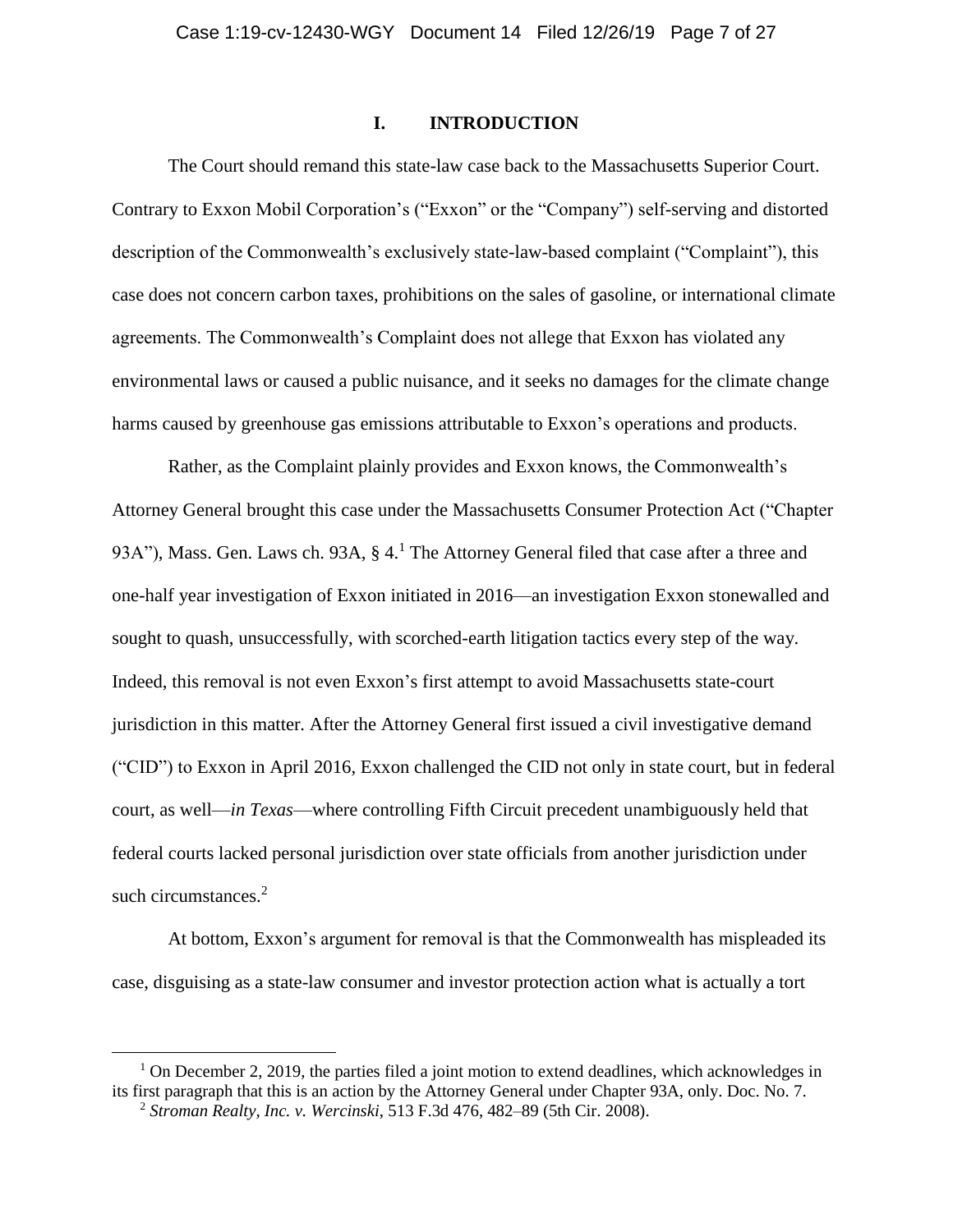## I. INTRODUCTION

The Court should remand this state-law case back to the Massachusetts Superior Court. Contrary to Exxon Mobil Corporation's ("Exxon" or the "Company") self-serving and distorted description of the Commonwealth's exclusively state-law-based complaint ("Complaint"), this case does not concern carbon taxes, prohibitions on the sales of gasoline, or international climate agreements. The Commonwealth's Complaint does not allege that Exxon has violated any environmental laws or caused a public nuisance, and it seeks no damages for the climate change harms caused by greenhouse gas emissions attributable to Exxon's operations and products.

Rather, as the Complaint plainly provides and Exxon knows, the Commonwealth's Attorney General brought this case under the Massachusetts Consumer Protection Act ("Chapter 93A"), Mass. Gen. Laws ch. 93A, § 4.[1] The Attorney General filed that case after a three and one-half year investigation of Exxon initiated in 2016—an investigation Exxon stonewalled and sought to quash, unsuccessfully, with scorched-earth litigation tactics every step of the way. Indeed, this removal is not even Exxon's first attempt to avoid Massachusetts state-court jurisdiction in this matter. After the Attorney General first issued a civil investigative demand ("CID") to Exxon in April 2016, Exxon challenged the CID not only in state court, but in federal court, as well—*in Texas*—where controlling Fifth Circuit precedent unambiguously held that federal courts lacked personal jurisdiction over state officials from another jurisdiction under such circumstances.[2]

At bottom, Exxon's argument for removal is that the Commonwealth has mispleaded its case, disguising as a state-law consumer and investor protection action what is actually a tort

---

[1] On December 2, 2019, the parties filed a joint motion to extend deadlines, which acknowledges in its first paragraph that this is an action by the Attorney General under Chapter 93A, only. Doc. No. 7.

[2] *Stroman Realty, Inc. v. Wercinski*, 513 F.3d 476, 482–89 (5th Cir. 2008).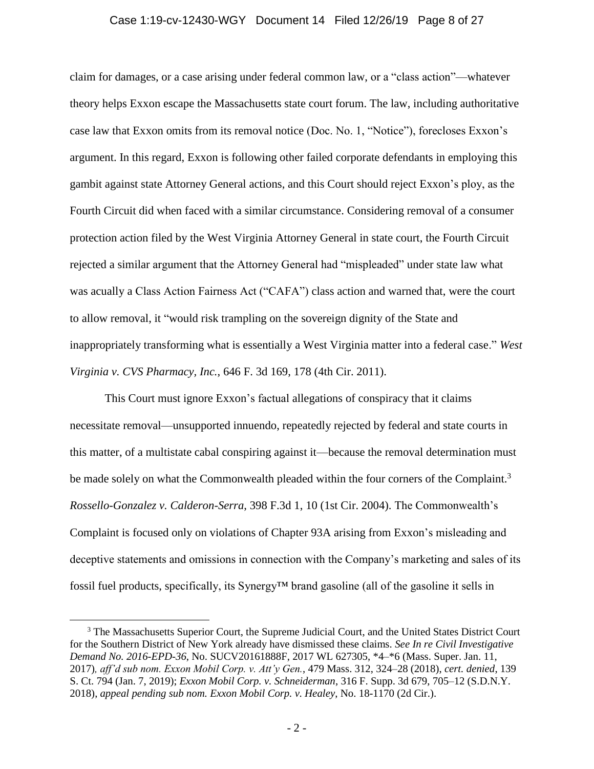claim for damages, or a case arising under federal common law, or a "class action"—whatever theory helps Exxon escape the Massachusetts state court forum. The law, including authoritative case law that Exxon omits from its removal notice (Doc. No. 1, "Notice"), forecloses Exxon's argument. In this regard, Exxon is following other failed corporate defendants in employing this gambit against state Attorney General actions, and this Court should reject Exxon's ploy, as the Fourth Circuit did when faced with a similar circumstance. Considering removal of a consumer protection action filed by the West Virginia Attorney General in state court, the Fourth Circuit rejected a similar argument that the Attorney General had "misspleaded" under state law what was acually a Class Action Fairness Act ("CAFA") class action and warned that, were the court to allow removal, it "would risk trampling on the sovereign dignity of the State and inappropriately transforming what is essentially a West Virginia matter into a federal case." *West Virginia v. CVS Pharmacy, Inc.*, 646 F. 3d 169, 178 (4th Cir. 2011).

This Court must ignore Exxon's factual allegations of conspiracy that it claims necessitate removal—unsupported innuendo, repeatedly rejected by federal and state courts in this matter, of a multistate cabal conspiring against it—because the removal determination must be made solely on what the Commonwealth pleaded within the four corners of the Complaint.[3] *Rossello-Gonzalez v. Calderon-Serra*, 398 F.3d 1, 10 (1st Cir. 2004). The Commonwealth's Complaint is focused only on violations of Chapter 93A arising from Exxon's misleading and deceptive statements and omissions in connection with the Company's marketing and sales of its fossil fuel products, specifically, its Synergy™ brand gasoline (all of the gasoline it sells in

[3] The Massachusetts Superior Court, the Supreme Judicial Court, and the United States District Court for the Southern District of New York already have dismissed these claims. *See In re Civil Investigative Demand No. 2016-EPD-36*, No. SUCV20161888F, 2017 WL 627305, *4–*6 (Mass. Super. Jan. 11, 2017), *aff'd sub nom. Exxon Mobil Corp. v. Att'y Gen.*, 479 Mass. 312, 324–28 (2018), *cert. denied*, 139 S. Ct. 794 (Jan. 7, 2019); *Exxon Mobil Corp. v. Schneiderman*, 316 F. Supp. 3d 679, 705–12 (S.D.N.Y. 2018), *appeal pending sub nom. Exxon Mobil Corp. v. Healey*, No. 18-1170 (2d Cir.).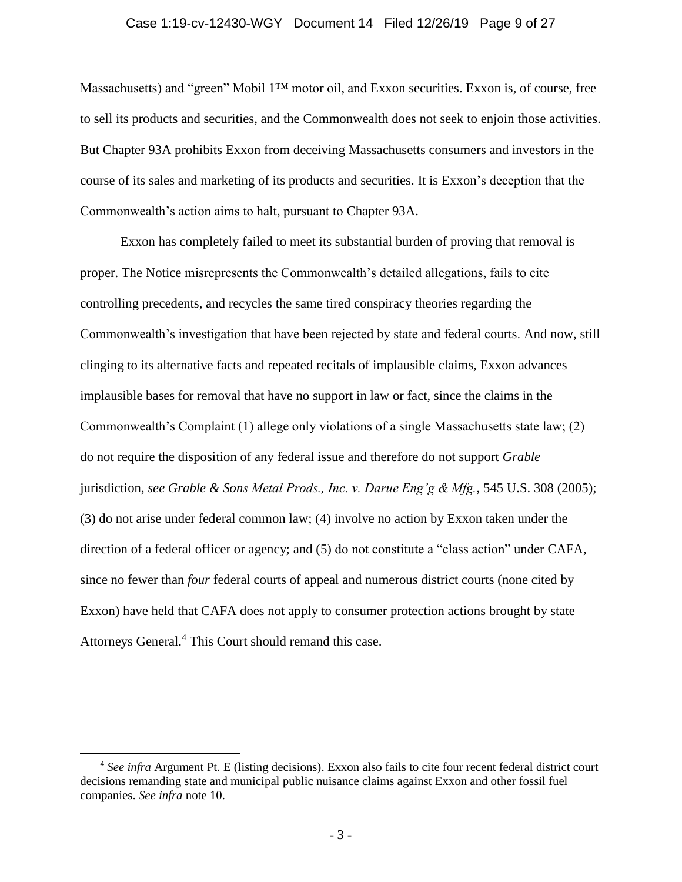Massachusetts) and "green" Mobil 1™ motor oil, and Exxon securities. Exxon is, of course, free to sell its products and securities, and the Commonwealth does not seek to enjoin those activities. But Chapter 93A prohibits Exxon from deceiving Massachusetts consumers and investors in the course of its sales and marketing of its products and securities. It is Exxon's deception that the Commonwealth's action aims to halt, pursuant to Chapter 93A.

Exxon has completely failed to meet its substantial burden of proving that removal is proper. The Notice misrepresents the Commonwealth's detailed allegations, fails to cite controlling precedents, and recycles the same tired conspiracy theories regarding the Commonwealth's investigation that have been rejected by state and federal courts. And now, still clinging to its alternative facts and repeated recitals of implausible claims, Exxon advances implausible bases for removal that have no support in law or fact, since the claims in the Commonwealth's Complaint (1) allege only violations of a single Massachusetts state law; (2) do not require the disposition of any federal issue and therefore do not support *Grable* jurisdiction, *see Grable & Sons Metal Prods., Inc. v. Darue Eng'g & Mfg.*, 545 U.S. 308 (2005); (3) do not arise under federal common law; (4) involve no action by Exxon taken under the direction of a federal officer or agency; and (5) do not constitute a "class action" under CAFA, since no fewer than *four* federal courts of appeal and numerous district courts (none cited by Exxon) have held that CAFA does not apply to consumer protection actions brought by state Attorneys General.[4] This Court should remand this case.

[4] *See infra* Argument Pt. E (listing decisions). Exxon also fails to cite four recent federal district court decisions remanding state and municipal public nuisance claims against Exxon and other fossil fuel companies. *See infra* note 10.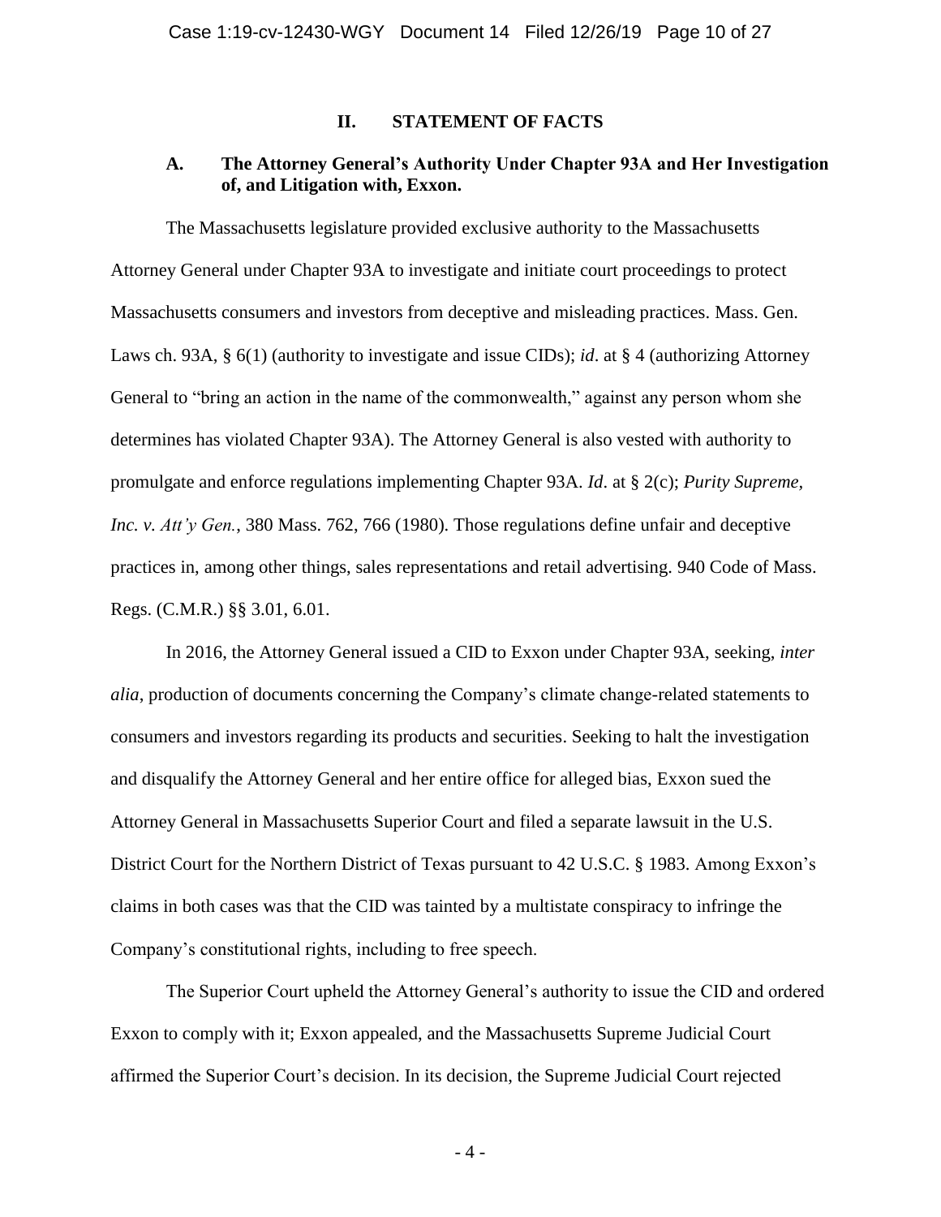## II. STATEMENT OF FACTS

### A. The Attorney General's Authority Under Chapter 93A and Her Investigation of, and Litigation with, Exxon.

The Massachusetts legislature provided exclusive authority to the Massachusetts Attorney General under Chapter 93A to investigate and initiate court proceedings to protect Massachusetts consumers and investors from deceptive and misleading practices. Mass. Gen. Laws ch. 93A, § 6(1) (authority to investigate and issue CIDs); *id*. at § 4 (authorizing Attorney General to "bring an action in the name of the commonwealth," against any person whom she determines has violated Chapter 93A). The Attorney General is also vested with authority to promulgate and enforce regulations implementing Chapter 93A. *Id*. at § 2(c); *Purity Supreme, Inc. v. Att'y Gen.*, 380 Mass. 762, 766 (1980). Those regulations define unfair and deceptive practices in, among other things, sales representations and retail advertising. 940 Code of Mass. Regs. (C.M.R.) §§ 3.01, 6.01.

In 2016, the Attorney General issued a CID to Exxon under Chapter 93A, seeking, *inter alia*, production of documents concerning the Company's climate change-related statements to consumers and investors regarding its products and securities. Seeking to halt the investigation and disqualify the Attorney General and her entire office for alleged bias, Exxon sued the Attorney General in Massachusetts Superior Court and filed a separate lawsuit in the U.S. District Court for the Northern District of Texas pursuant to 42 U.S.C. § 1983. Among Exxon's claims in both cases was that the CID was tainted by a multistate conspiracy to infringe the Company's constitutional rights, including to free speech.

The Superior Court upheld the Attorney General's authority to issue the CID and ordered Exxon to comply with it; Exxon appealed, and the Massachusetts Supreme Judicial Court affirmed the Superior Court's decision. In its decision, the Supreme Judicial Court rejected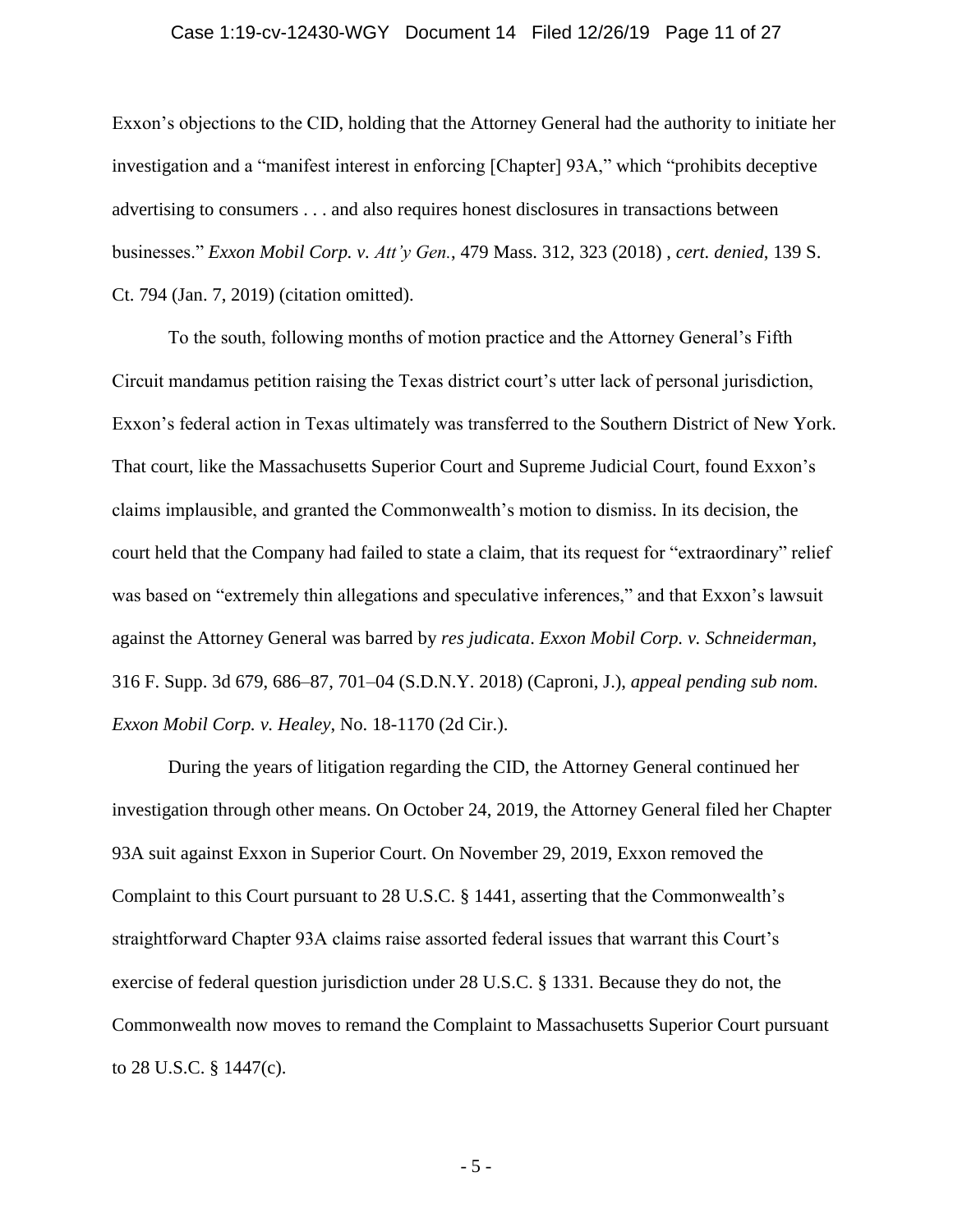Exxon's objections to the CID, holding that the Attorney General had the authority to initiate her investigation and a "manifest interest in enforcing [Chapter] 93A," which "prohibits deceptive advertising to consumers . . . and also requires honest disclosures in transactions between businesses." *Exxon Mobil Corp. v. Att'y Gen.*, 479 Mass. 312, 323 (2018) , *cert. denied*, 139 S. Ct. 794 (Jan. 7, 2019) (citation omitted).

To the south, following months of motion practice and the Attorney General's Fifth Circuit mandamus petition raising the Texas district court's utter lack of personal jurisdiction, Exxon's federal action in Texas ultimately was transferred to the Southern District of New York. That court, like the Massachusetts Superior Court and Supreme Judicial Court, found Exxon's claims implausible, and granted the Commonwealth's motion to dismiss. In its decision, the court held that the Company had failed to state a claim, that its request for "extraordinary" relief was based on "extremely thin allegations and speculative inferences," and that Exxon's lawsuit against the Attorney General was barred by *res judicata*. *Exxon Mobil Corp. v. Schneiderman*, 316 F. Supp. 3d 679, 686–87, 701–04 (S.D.N.Y. 2018) (Caproni, J.), *appeal pending sub nom. Exxon Mobil Corp. v. Healey*, No. 18-1170 (2d Cir.).

During the years of litigation regarding the CID, the Attorney General continued her investigation through other means. On October 24, 2019, the Attorney General filed her Chapter 93A suit against Exxon in Superior Court. On November 29, 2019, Exxon removed the Complaint to this Court pursuant to 28 U.S.C. § 1441, asserting that the Commonwealth's straightforward Chapter 93A claims raise assorted federal issues that warrant this Court's exercise of federal question jurisdiction under 28 U.S.C. § 1331. Because they do not, the Commonwealth now moves to remand the Complaint to Massachusetts Superior Court pursuant to 28 U.S.C. § 1447(c).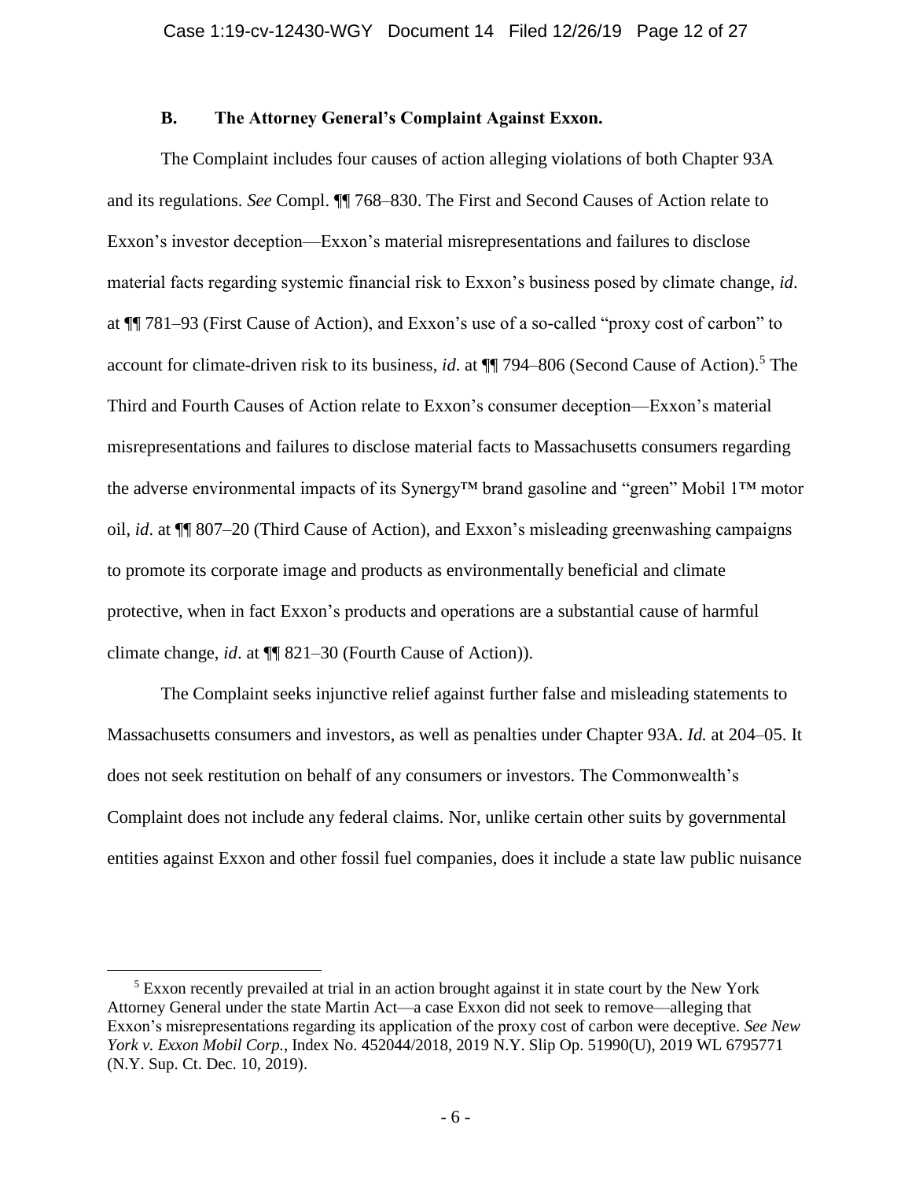### B. The Attorney General's Complaint Against Exxon.

The Complaint includes four causes of action alleging violations of both Chapter 93A and its regulations. *See* Compl. ¶¶ 768–830. The First and Second Causes of Action relate to Exxon's investor deception—Exxon's material misrepresentations and failures to disclose material facts regarding systemic financial risk to Exxon's business posed by climate change, *id*. at ¶¶ 781–93 (First Cause of Action), and Exxon's use of a so-called "proxy cost of carbon" to account for climate-driven risk to its business, *id*. at ¶¶ 794–806 (Second Cause of Action).[5] The Third and Fourth Causes of Action relate to Exxon's consumer deception—Exxon's material misrepresentations and failures to disclose material facts to Massachusetts consumers regarding the adverse environmental impacts of its Synergy™ brand gasoline and "green" Mobil 1™ motor oil, *id*. at ¶¶ 807–20 (Third Cause of Action), and Exxon's misleading greenwashing campaigns to promote its corporate image and products as environmentally beneficial and climate protective, when in fact Exxon's products and operations are a substantial cause of harmful climate change, *id*. at ¶¶ 821–30 (Fourth Cause of Action)).

The Complaint seeks injunctive relief against further false and misleading statements to Massachusetts consumers and investors, as well as penalties under Chapter 93A. *Id.* at 204–05. It does not seek restitution on behalf of any consumers or investors. The Commonwealth's Complaint does not include any federal claims. Nor, unlike certain other suits by governmental entities against Exxon and other fossil fuel companies, does it include a state law public nuisance

---

[5] Exxon recently prevailed at trial in an action brought against it in state court by the New York Attorney General under the state Martin Act—a case Exxon did not seek to remove—alleging that Exxon's misrepresentations regarding its application of the proxy cost of carbon were deceptive. *See New York v. Exxon Mobil Corp.*, Index No. 452044/2018, 2019 N.Y. Slip Op. 51990(U), 2019 WL 6795771 (N.Y. Sup. Ct. Dec. 10, 2019).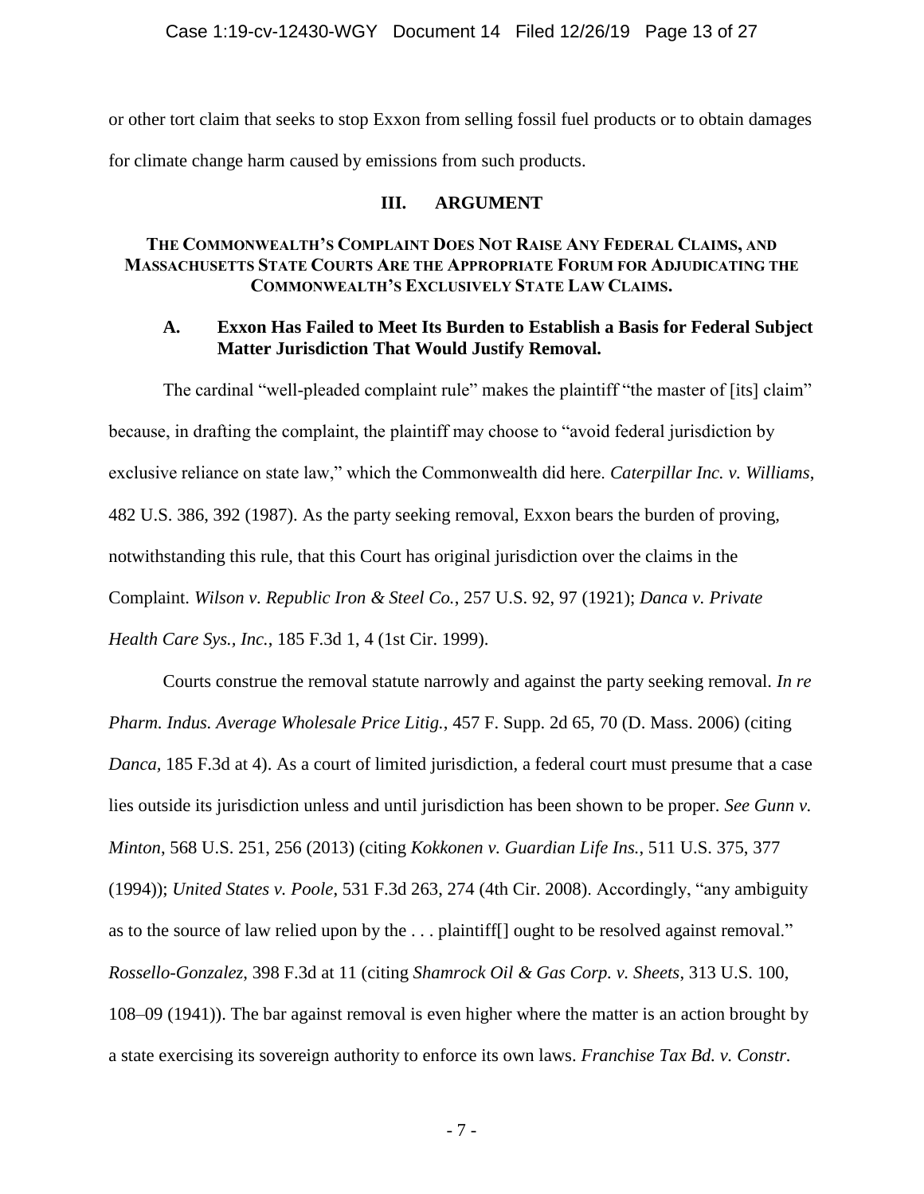or other tort claim that seeks to stop Exxon from selling fossil fuel products or to obtain damages for climate change harm caused by emissions from such products.

## III. ARGUMENT

### THE COMMONWEALTH'S COMPLAINT DOES NOT RAISE ANY FEDERAL CLAIMS, AND MASSACHUSETTS STATE COURTS ARE THE APPROPRIATE FORUM FOR ADJUDICATING THE COMMONWEALTH'S EXCLUSIVELY STATE LAW CLAIMS.

### A. Exxon Has Failed to Meet Its Burden to Establish a Basis for Federal Subject Matter Jurisdiction That Would Justify Removal.

The cardinal "well-pleaded complaint rule" makes the plaintiff "the master of [its] claim" because, in drafting the complaint, the plaintiff may choose to "avoid federal jurisdiction by exclusive reliance on state law," which the Commonwealth did here. *Caterpillar Inc. v. Williams*, 482 U.S. 386, 392 (1987). As the party seeking removal, Exxon bears the burden of proving, notwithstanding this rule, that this Court has original jurisdiction over the claims in the Complaint. *Wilson v. Republic Iron & Steel Co.*, 257 U.S. 92, 97 (1921); *Danca v. Private Health Care Sys., Inc.*, 185 F.3d 1, 4 (1st Cir. 1999).

Courts construe the removal statute narrowly and against the party seeking removal. *In re Pharm. Indus. Average Wholesale Price Litig.*, 457 F. Supp. 2d 65, 70 (D. Mass. 2006) (citing *Danca*, 185 F.3d at 4). As a court of limited jurisdiction, a federal court must presume that a case lies outside its jurisdiction unless and until jurisdiction has been shown to be proper. *See Gunn v. Minton*, 568 U.S. 251, 256 (2013) (citing *Kokkonen v. Guardian Life Ins.*, 511 U.S. 375, 377 (1994)); *United States v. Poole*, 531 F.3d 263, 274 (4th Cir. 2008). Accordingly, "any ambiguity as to the source of law relied upon by the . . . plaintiff[] ought to be resolved against removal." *Rossello-Gonzalez*, 398 F.3d at 11 (citing *Shamrock Oil & Gas Corp. v. Sheets*, 313 U.S. 100, 108–09 (1941)). The bar against removal is even higher where the matter is an action brought by a state exercising its sovereign authority to enforce its own laws. *Franchise Tax Bd. v. Constr.*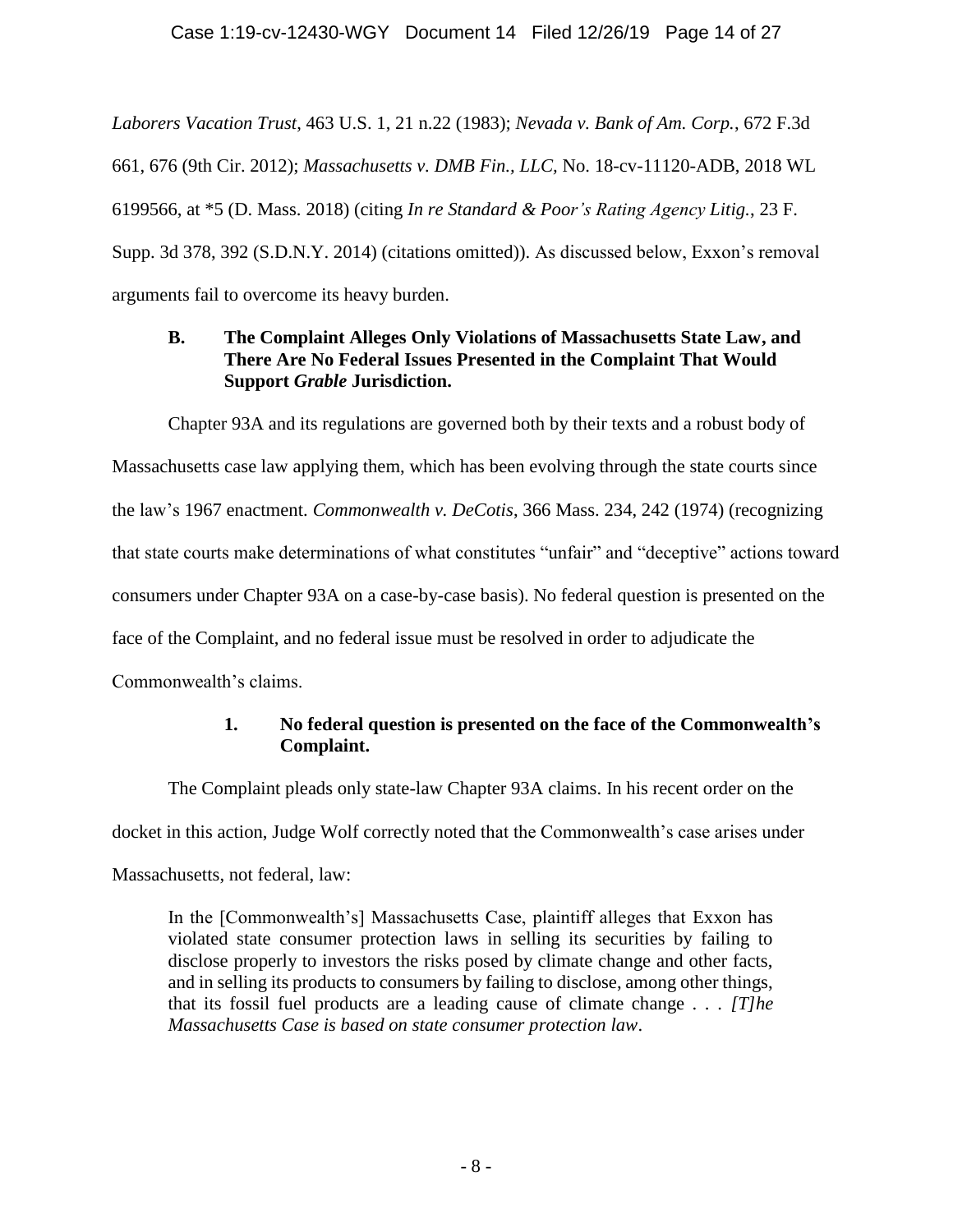*Laborers Vacation Trust*, 463 U.S. 1, 21 n.22 (1983); *Nevada v. Bank of Am. Corp.*, 672 F.3d 661, 676 (9th Cir. 2012); *Massachusetts v. DMB Fin., LLC*, No. 18-cv-11120-ADB, 2018 WL 6199566, at *5 (D. Mass. 2018) (citing *In re Standard & Poor's Rating Agency Litig.*, 23 F. Supp. 3d 378, 392 (S.D.N.Y. 2014) (citations omitted)). As discussed below, Exxon's removal arguments fail to overcome its heavy burden.

### B. The Complaint Alleges Only Violations of Massachusetts State Law, and There Are No Federal Issues Presented in the Complaint That Would Support *Grable* Jurisdiction.

Chapter 93A and its regulations are governed both by their texts and a robust body of Massachusetts case law applying them, which has been evolving through the state courts since the law's 1967 enactment. *Commonwealth v. DeCotis*, 366 Mass. 234, 242 (1974) (recognizing that state courts make determinations of what constitutes "unfair" and "deceptive" actions toward consumers under Chapter 93A on a case-by-case basis). No federal question is presented on the face of the Complaint, and no federal issue must be resolved in order to adjudicate the Commonwealth's claims.

#### 1. No federal question is presented on the face of the Commonwealth's Complaint.

The Complaint pleads only state-law Chapter 93A claims. In his recent order on the docket in this action, Judge Wolf correctly noted that the Commonwealth's case arises under Massachusetts, not federal, law:

> In the [Commonwealth's] Massachusetts Case, plaintiff alleges that Exxon has violated state consumer protection laws in selling its securities by failing to disclose properly to investors the risks posed by climate change and other facts, and in selling its products to consumers by failing to disclose, among other things, that its fossil fuel products are a leading cause of climate change . . . *[T]he Massachusetts Case is based on state consumer protection law*.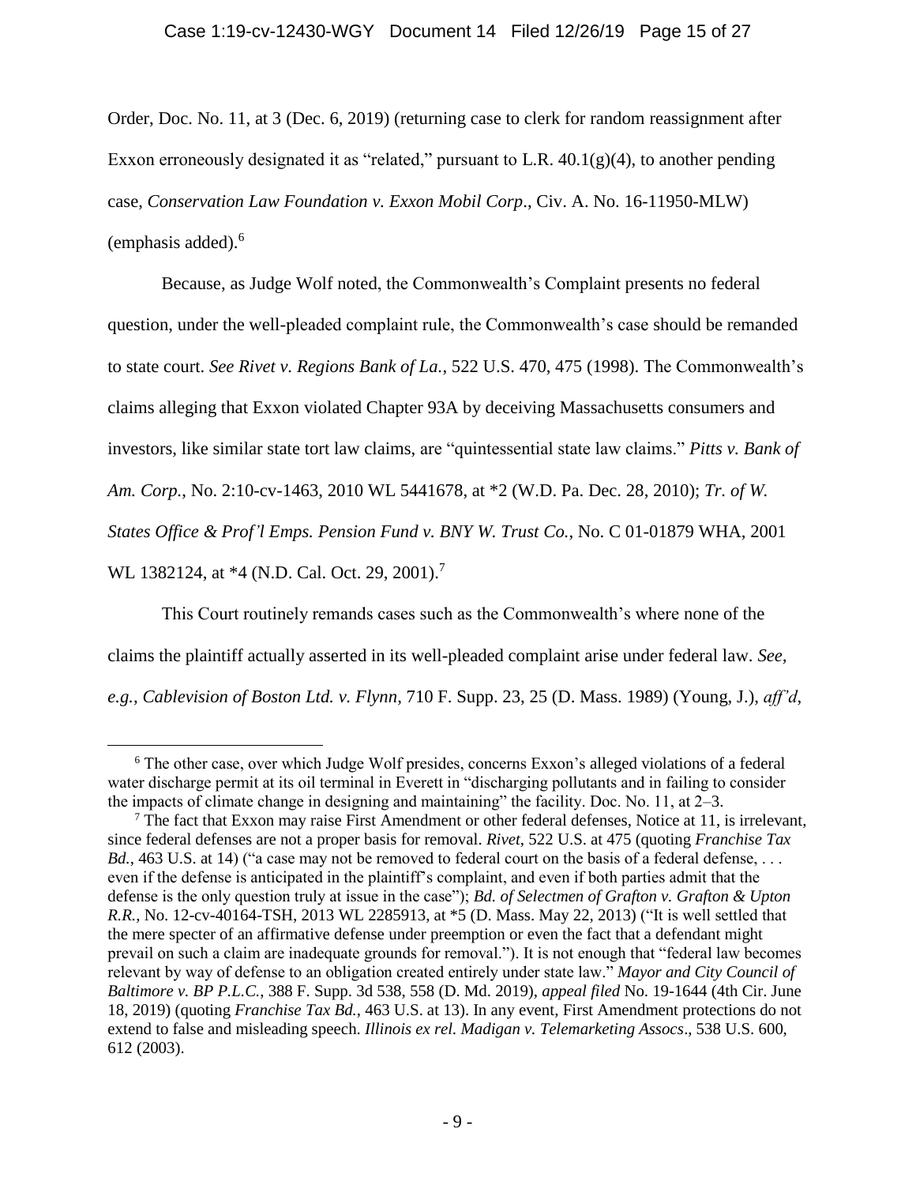Order, Doc. No. 11, at 3 (Dec. 6, 2019) (returning case to clerk for random reassignment after Exxon erroneously designated it as "related," pursuant to L.R. 40.1(g)(4), to another pending case, *Conservation Law Foundation v. Exxon Mobil Corp*., Civ. A. No. 16-11950-MLW) (emphasis added).[6]

Because, as Judge Wolf noted, the Commonwealth's Complaint presents no federal question, under the well-pleaded complaint rule, the Commonwealth's case should be remanded to state court. *See Rivet v. Regions Bank of La.*, 522 U.S. 470, 475 (1998). The Commonwealth's claims alleging that Exxon violated Chapter 93A by deceiving Massachusetts consumers and investors, like similar state tort law claims, are "quintessential state law claims." *Pitts v. Bank of Am. Corp.*, No. 2:10-cv-1463, 2010 WL 5441678, at *2 (W.D. Pa. Dec. 28, 2010); *Tr. of W. States Office & Prof'l Emps. Pension Fund v. BNY W. Trust Co.*, No. C 01-01879 WHA, 2001 WL 1382124, at *4 (N.D. Cal. Oct. 29, 2001).[7]

This Court routinely remands cases such as the Commonwealth's where none of the claims the plaintiff actually asserted in its well-pleaded complaint arise under federal law. *See, e.g.*, *Cablevision of Boston Ltd. v. Flynn*, 710 F. Supp. 23, 25 (D. Mass. 1989) (Young, J.), *aff'd*,

---

[6] The other case, over which Judge Wolf presides, concerns Exxon's alleged violations of a federal water discharge permit at its oil terminal in Everett in "discharging pollutants and in failing to consider the impacts of climate change in designing and maintaining" the facility. Doc. No. 11, at 2–3.

[7] The fact that Exxon may raise First Amendment or other federal defenses, Notice at 11, is irrelevant, since federal defenses are not a proper basis for removal. *Rivet*, 522 U.S. at 475 (quoting *Franchise Tax Bd.*, 463 U.S. at 14) ("a case may not be removed to federal court on the basis of a federal defense, . . . even if the defense is anticipated in the plaintiff's complaint, and even if both parties admit that the defense is the only question truly at issue in the case"); *Bd. of Selectmen of Grafton v. Grafton & Upton R.R.*, No. 12-cv-40164-TSH, 2013 WL 2285913, at *5 (D. Mass. May 22, 2013) ("It is well settled that the mere specter of an affirmative defense under preemption or even the fact that a defendant might prevail on such a claim are inadequate grounds for removal."). It is not enough that "federal law becomes relevant by way of defense to an obligation created entirely under state law." *Mayor and City Council of Baltimore v. BP P.L.C.*, 388 F. Supp. 3d 538, 558 (D. Md. 2019), *appeal filed* No. 19-1644 (4th Cir. June 18, 2019) (quoting *Franchise Tax Bd.*, 463 U.S. at 13). In any event, First Amendment protections do not extend to false and misleading speech. *Illinois ex rel. Madigan v. Telemarketing Assocs*., 538 U.S. 600, 612 (2003).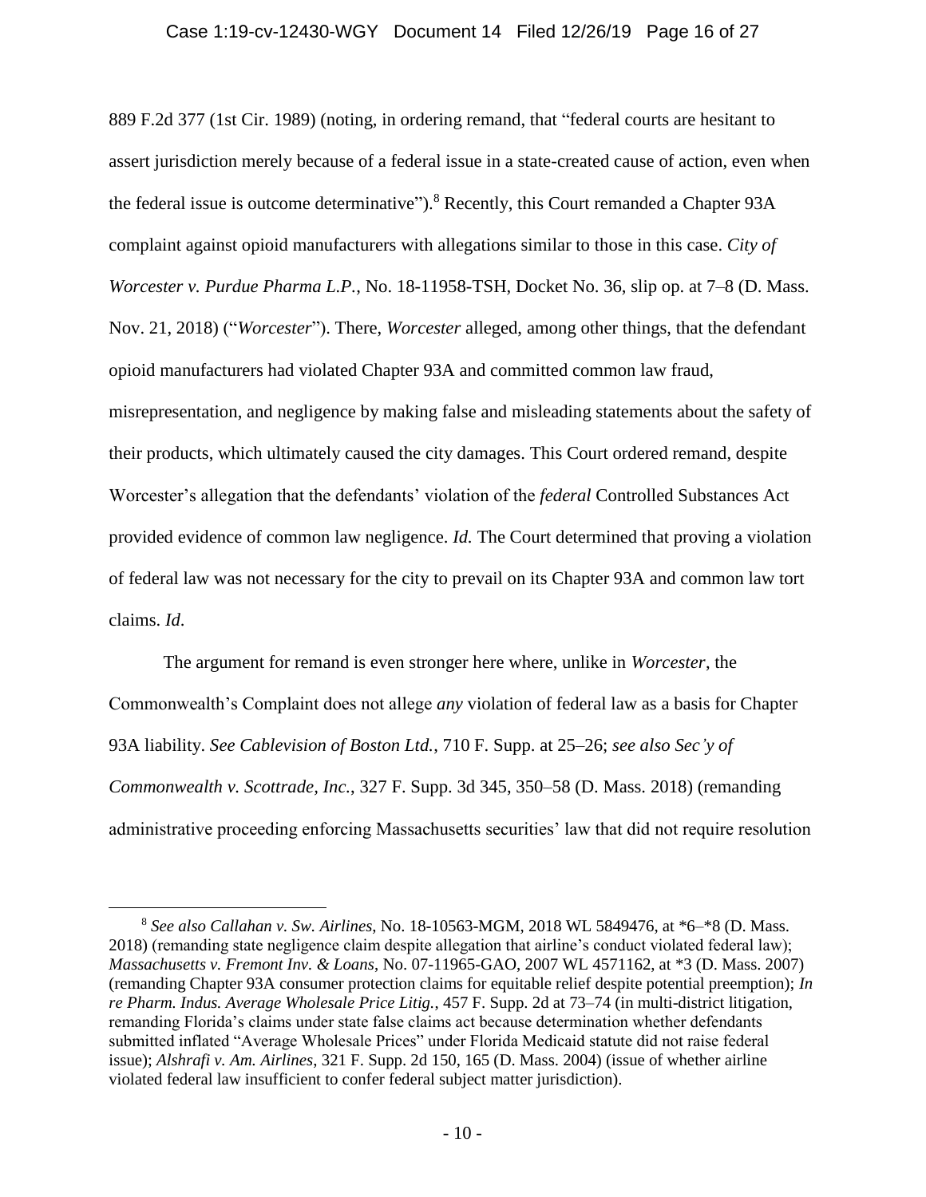889 F.2d 377 (1st Cir. 1989) (noting, in ordering remand, that "federal courts are hesitant to assert jurisdiction merely because of a federal issue in a state-created cause of action, even when the federal issue is outcome determinative").[8] Recently, this Court remanded a Chapter 93A complaint against opioid manufacturers with allegations similar to those in this case. *City of Worcester v. Purdue Pharma L.P.*, No. 18-11958-TSH, Docket No. 36, slip op. at 7–8 (D. Mass. Nov. 21, 2018) ("*Worcester*"). There, *Worcester* alleged, among other things, that the defendant opioid manufacturers had violated Chapter 93A and committed common law fraud, misrepresentation, and negligence by making false and misleading statements about the safety of their products, which ultimately caused the city damages. This Court ordered remand, despite Worcester's allegation that the defendants' violation of the *federal* Controlled Substances Act provided evidence of common law negligence. *Id.* The Court determined that proving a violation of federal law was not necessary for the city to prevail on its Chapter 93A and common law tort claims. *Id.*

The argument for remand is even stronger here where, unlike in *Worcester*, the Commonwealth's Complaint does not allege *any* violation of federal law as a basis for Chapter 93A liability. *See Cablevision of Boston Ltd.*, 710 F. Supp. at 25–26; *see also Sec'y of Commonwealth v. Scottrade, Inc.*, 327 F. Supp. 3d 345, 350–58 (D. Mass. 2018) (remanding administrative proceeding enforcing Massachusetts securities' law that did not require resolution

---

[8] *See also Callahan v. Sw. Airlines*, No. 18-10563-MGM, 2018 WL 5849476, at \*6–\*8 (D. Mass. 2018) (remanding state negligence claim despite allegation that airline's conduct violated federal law); *Massachusetts v. Fremont Inv. & Loans*, No. 07-11965-GAO, 2007 WL 4571162, at \*3 (D. Mass. 2007) (remanding Chapter 93A consumer protection claims for equitable relief despite potential preemption); *In re Pharm. Indus. Average Wholesale Price Litig.*, 457 F. Supp. 2d at 73–74 (in multi-district litigation, remanding Florida's claims under state false claims act because determination whether defendants submitted inflated "Average Wholesale Prices" under Florida Medicaid statute did not raise federal issue); *Alshrafi v. Am. Airlines*, 321 F. Supp. 2d 150, 165 (D. Mass. 2004) (issue of whether airline violated federal law insufficient to confer federal subject matter jurisdiction).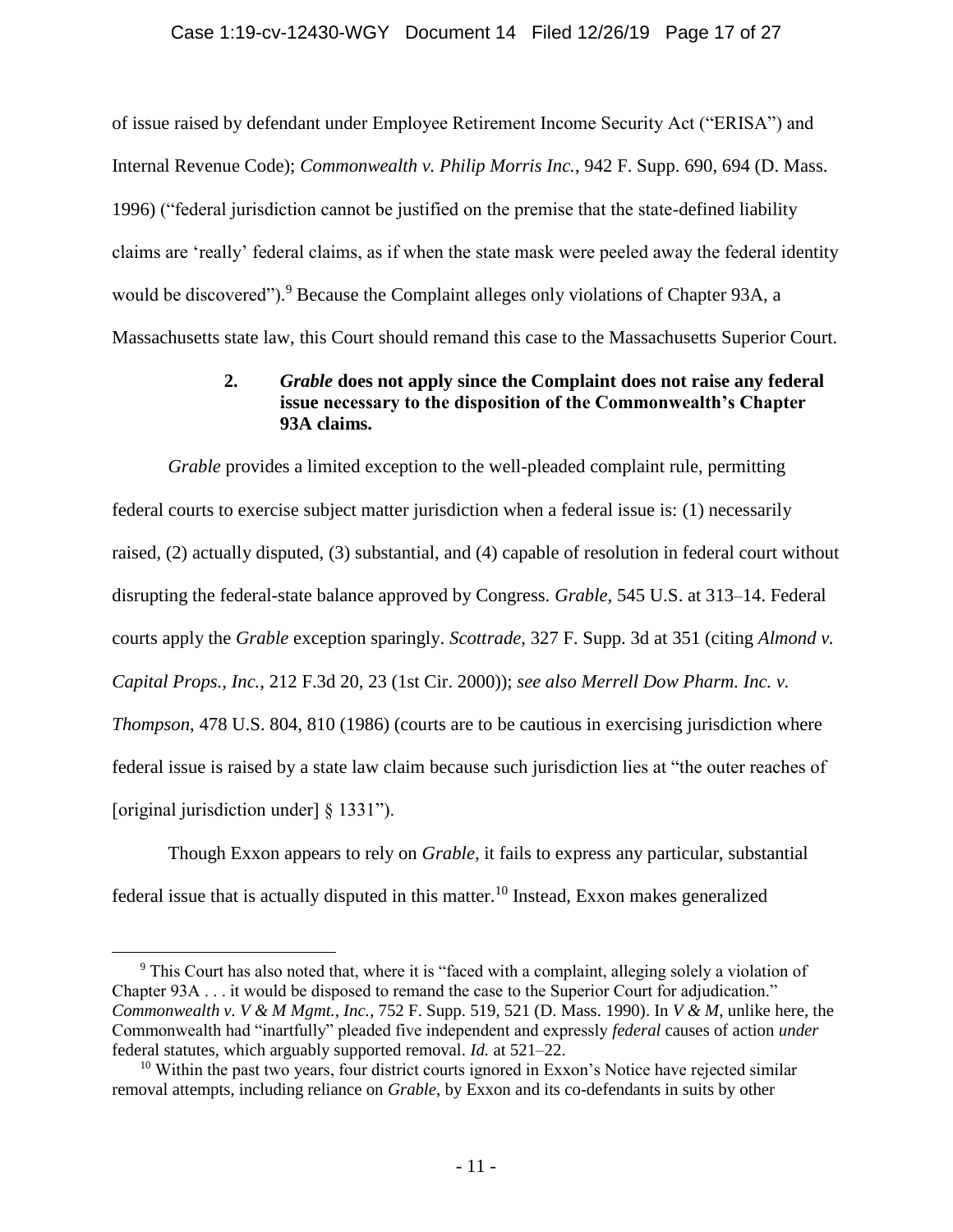of issue raised by defendant under Employee Retirement Income Security Act ("ERISA") and Internal Revenue Code); *Commonwealth v. Philip Morris Inc.*, 942 F. Supp. 690, 694 (D. Mass. 1996) ("federal jurisdiction cannot be justified on the premise that the state-defined liability claims are 'really' federal claims, as if when the state mask were peeled away the federal identity would be discovered").[9] Because the Complaint alleges only violations of Chapter 93A, a Massachusetts state law, this Court should remand this case to the Massachusetts Superior Court.

### 2. *Grable* does not apply since the Complaint does not raise any federal issue necessary to the disposition of the Commonwealth's Chapter 93A claims.

*Grable* provides a limited exception to the well-pleaded complaint rule, permitting federal courts to exercise subject matter jurisdiction when a federal issue is: (1) necessarily raised, (2) actually disputed, (3) substantial, and (4) capable of resolution in federal court without disrupting the federal-state balance approved by Congress. *Grable*, 545 U.S. at 313–14. Federal courts apply the *Grable* exception sparingly. *Scottrade*, 327 F. Supp. 3d at 351 (citing *Almond v. Capital Props., Inc.*, 212 F.3d 20, 23 (1st Cir. 2000)); *see also Merrell Dow Pharm. Inc. v. Thompson*, 478 U.S. 804, 810 (1986) (courts are to be cautious in exercising jurisdiction where federal issue is raised by a state law claim because such jurisdiction lies at "the outer reaches of [original jurisdiction under] § 1331").

Though Exxon appears to rely on *Grable*, it fails to express any particular, substantial federal issue that is actually disputed in this matter.[10] Instead, Exxon makes generalized

---

[9] This Court has also noted that, where it is "faced with a complaint, alleging solely a violation of Chapter 93A . . . it would be disposed to remand the case to the Superior Court for adjudication." *Commonwealth v. V & M Mgmt., Inc.*, 752 F. Supp. 519, 521 (D. Mass. 1990). In *V & M*, unlike here, the Commonwealth had "inartfully" pleaded five independent and expressly *federal* causes of action *under* federal statutes, which arguably supported removal. *Id.* at 521–22.

[10] Within the past two years, four district courts ignored in Exxon's Notice have rejected similar removal attempts, including reliance on *Grable*, by Exxon and its co-defendants in suits by other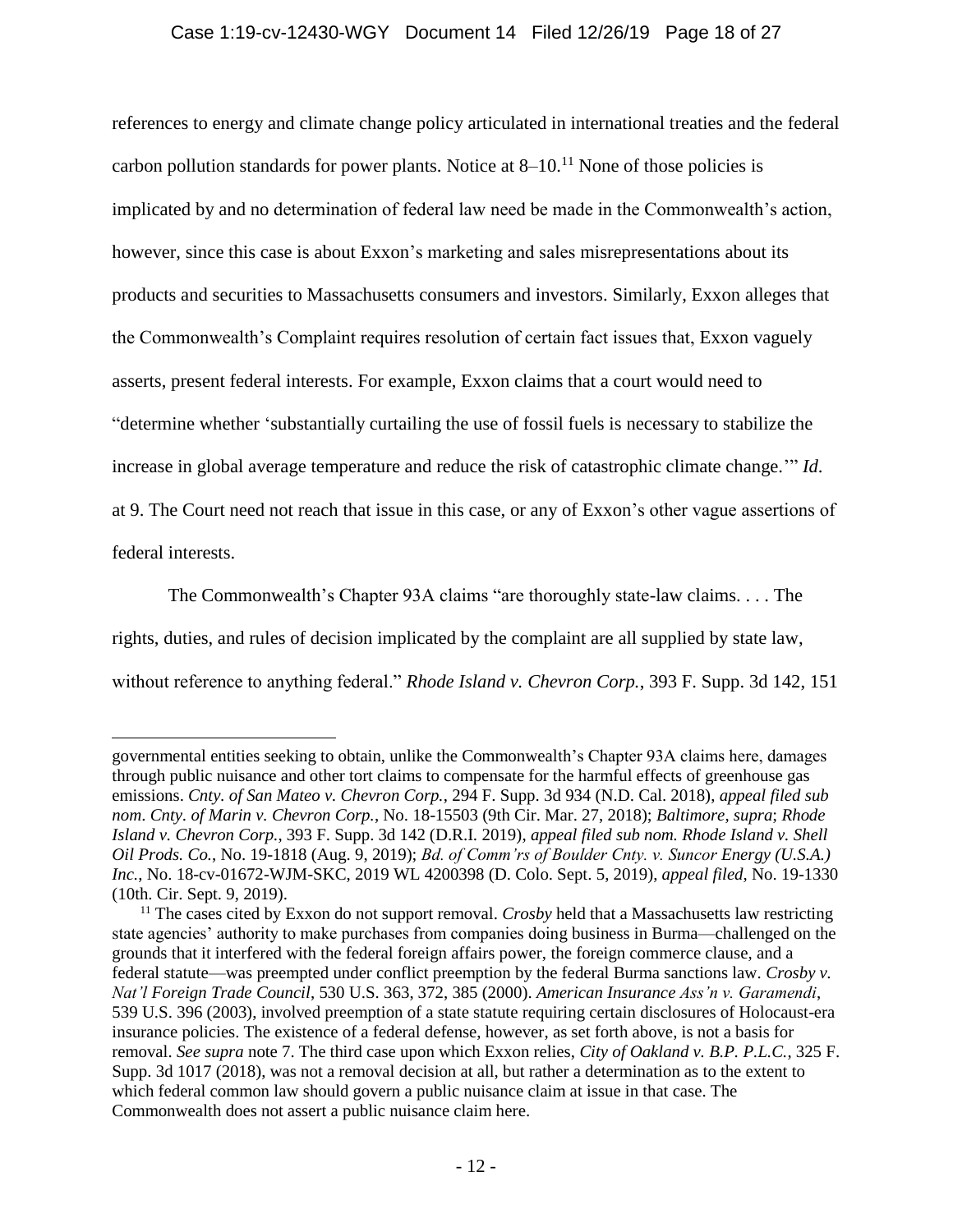references to energy and climate change policy articulated in international treaties and the federal carbon pollution standards for power plants. Notice at 8–10.[11] None of those policies is implicated by and no determination of federal law need be made in the Commonwealth's action, however, since this case is about Exxon's marketing and sales misrepresentations about its products and securities to Massachusetts consumers and investors. Similarly, Exxon alleges that the Commonwealth's Complaint requires resolution of certain fact issues that, Exxon vaguely asserts, present federal interests. For example, Exxon claims that a court would need to "determine whether 'substantially curtailing the use of fossil fuels is necessary to stabilize the increase in global average temperature and reduce the risk of catastrophic climate change.'" *Id.* at 9. The Court need not reach that issue in this case, or any of Exxon's other vague assertions of federal interests.

The Commonwealth's Chapter 93A claims "are thoroughly state-law claims. . . . The rights, duties, and rules of decision implicated by the complaint are all supplied by state law, without reference to anything federal." *Rhode Island v. Chevron Corp.*, 393 F. Supp. 3d 142, 151

---

governmental entities seeking to obtain, unlike the Commonwealth's Chapter 93A claims here, damages through public nuisance and other tort claims to compensate for the harmful effects of greenhouse gas emissions. *Cnty. of San Mateo v. Chevron Corp.*, 294 F. Supp. 3d 934 (N.D. Cal. 2018), *appeal filed sub nom. Cnty. of Marin v. Chevron Corp.*, No. 18-15503 (9th Cir. Mar. 27, 2018); *Baltimore*, *supra*; *Rhode Island v. Chevron Corp.*, 393 F. Supp. 3d 142 (D.R.I. 2019), *appeal filed sub nom. Rhode Island v. Shell Oil Prods. Co.*, No. 19-1818 (Aug. 9, 2019); *Bd. of Comm'rs of Boulder Cnty. v. Suncor Energy (U.S.A.) Inc.*, No. 18-cv-01672-WJM-SKC, 2019 WL 4200398 (D. Colo. Sept. 5, 2019), *appeal filed*, No. 19-1330 (10th. Cir. Sept. 9, 2019).

[11] The cases cited by Exxon do not support removal. *Crosby* held that a Massachusetts law restricting state agencies' authority to make purchases from companies doing business in Burma—challenged on the grounds that it interfered with the federal foreign affairs power, the foreign commerce clause, and a federal statute—was preempted under conflict preemption by the federal Burma sanctions law. *Crosby v. Nat'l Foreign Trade Council*, 530 U.S. 363, 372, 385 (2000). *American Insurance Ass'n v. Garamendi*, 539 U.S. 396 (2003), involved preemption of a state statute requiring certain disclosures of Holocaust-era insurance policies. The existence of a federal defense, however, as set forth above, is not a basis for removal. *See supra* note 7. The third case upon which Exxon relies, *City of Oakland v. B.P. P.L.C.*, 325 F. Supp. 3d 1017 (2018), was not a removal decision at all, but rather a determination as to the extent to which federal common law should govern a public nuisance claim at issue in that case. The Commonwealth does not assert a public nuisance claim here.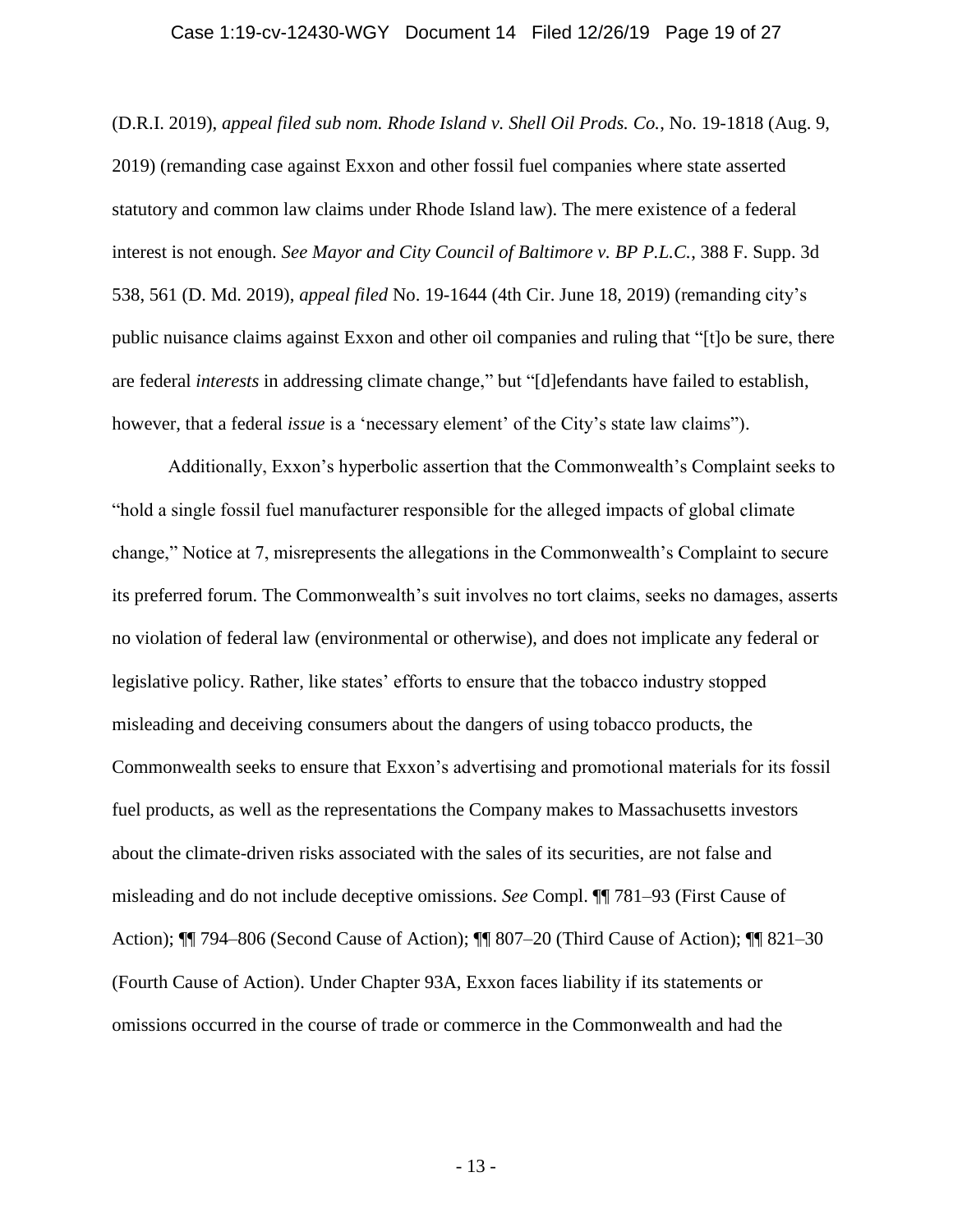(D.R.I. 2019), *appeal filed sub nom. Rhode Island v. Shell Oil Prods. Co.*, No. 19-1818 (Aug. 9, 2019) (remanding case against Exxon and other fossil fuel companies where state asserted statutory and common law claims under Rhode Island law). The mere existence of a federal interest is not enough. *See Mayor and City Council of Baltimore v. BP P.L.C.*, 388 F. Supp. 3d 538, 561 (D. Md. 2019), *appeal filed* No. 19-1644 (4th Cir. June 18, 2019) (remanding city's public nuisance claims against Exxon and other oil companies and ruling that "[t]o be sure, there are federal *interests* in addressing climate change," but "[d]efendants have failed to establish, however, that a federal *issue* is a 'necessary element' of the City's state law claims").

Additionally, Exxon's hyperbolic assertion that the Commonwealth's Complaint seeks to "hold a single fossil fuel manufacturer responsible for the alleged impacts of global climate change," Notice at 7, misrepresents the allegations in the Commonwealth's Complaint to secure its preferred forum. The Commonwealth's suit involves no tort claims, seeks no damages, asserts no violation of federal law (environmental or otherwise), and does not implicate any federal or legislative policy. Rather, like states' efforts to ensure that the tobacco industry stopped misleading and deceiving consumers about the dangers of using tobacco products, the Commonwealth seeks to ensure that Exxon's advertising and promotional materials for its fossil fuel products, as well as the representations the Company makes to Massachusetts investors about the climate-driven risks associated with the sales of its securities, are not false and misleading and do not include deceptive omissions. *See* Compl. ¶¶ 781–93 (First Cause of Action); ¶¶ 794–806 (Second Cause of Action); ¶¶ 807–20 (Third Cause of Action); ¶¶ 821–30 (Fourth Cause of Action). Under Chapter 93A, Exxon faces liability if its statements or omissions occurred in the course of trade or commerce in the Commonwealth and had the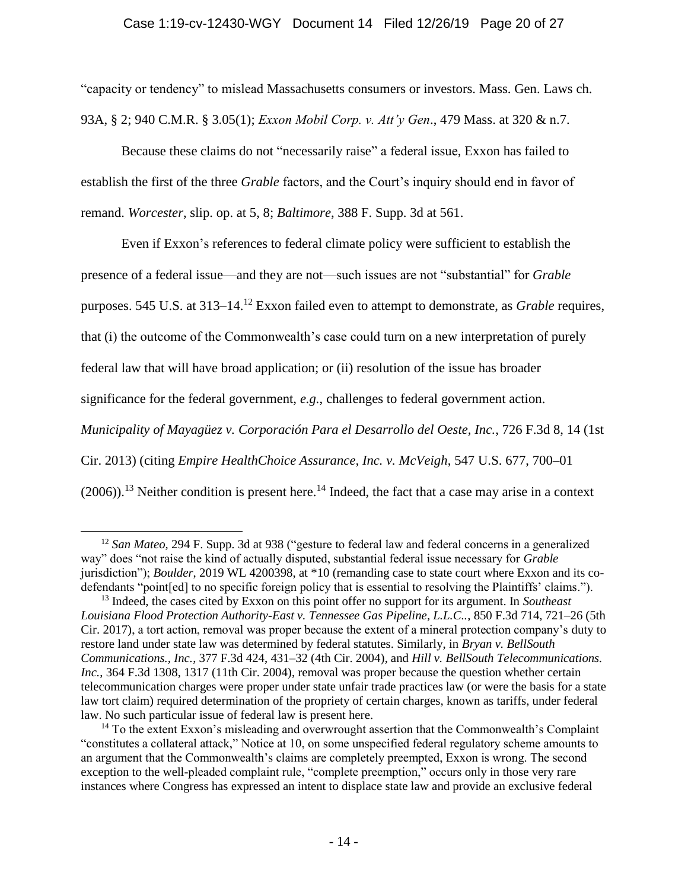"capacity or tendency" to mislead Massachusetts consumers or investors. Mass. Gen. Laws ch. 93A, § 2; 940 C.M.R. § 3.05(1); *Exxon Mobil Corp. v. Att'y Gen*., 479 Mass. at 320 & n.7.

Because these claims do not "necessarily raise" a federal issue, Exxon has failed to establish the first of the three *Grable* factors, and the Court's inquiry should end in favor of remand. *Worcester*, slip. op. at 5, 8; *Baltimore*, 388 F. Supp. 3d at 561.

Even if Exxon's references to federal climate policy were sufficient to establish the presence of a federal issue—and they are not—such issues are not "substantial" for *Grable* purposes. 545 U.S. at 313–14.[12] Exxon failed even to attempt to demonstrate, as *Grable* requires, that (i) the outcome of the Commonwealth's case could turn on a new interpretation of purely federal law that will have broad application; or (ii) resolution of the issue has broader significance for the federal government, *e.g.*, challenges to federal government action. *Municipality of Mayagüez v. Corporación Para el Desarrollo del Oeste, Inc.*, 726 F.3d 8, 14 (1st Cir. 2013) (citing *Empire HealthChoice Assurance, Inc. v. McVeigh*, 547 U.S. 677, 700–01 (2006)).[13] Neither condition is present here.[14] Indeed, the fact that a case may arise in a context

[12] *San Mateo*, 294 F. Supp. 3d at 938 ("gesture to federal law and federal concerns in a generalized way" does "not raise the kind of actually disputed, substantial federal issue necessary for *Grable* jurisdiction"); *Boulder*, 2019 WL 4200398, at *10 (remanding case to state court where Exxon and its co-defendants "point[ed] to no specific foreign policy that is essential to resolving the Plaintiffs' claims.").

[13] Indeed, the cases cited by Exxon on this point offer no support for its argument. In *Southeast Louisiana Flood Protection Authority-East v. Tennessee Gas Pipeline, L.L.C.*., 850 F.3d 714, 721–26 (5th Cir. 2017), a tort action, removal was proper because the extent of a mineral protection company's duty to restore land under state law was determined by federal statutes. Similarly, in *Bryan v. BellSouth Communications., Inc.*, 377 F.3d 424, 431–32 (4th Cir. 2004), and *Hill v. BellSouth Telecommunications. Inc.*, 364 F.3d 1308, 1317 (11th Cir. 2004), removal was proper because the question whether certain telecommunication charges were proper under state unfair trade practices law (or were the basis for a state law tort claim) required determination of the propriety of certain charges, known as tariffs, under federal law. No such particular issue of federal law is present here.

[14] To the extent Exxon's misleading and overwrought assertion that the Commonwealth's Complaint "constitutes a collateral attack," Notice at 10, on some unspecified federal regulatory scheme amounts to an argument that the Commonwealth's claims are completely preempted, Exxon is wrong. The second exception to the well-pleaded complaint rule, "complete preemption," occurs only in those very rare instances where Congress has expressed an intent to displace state law and provide an exclusive federal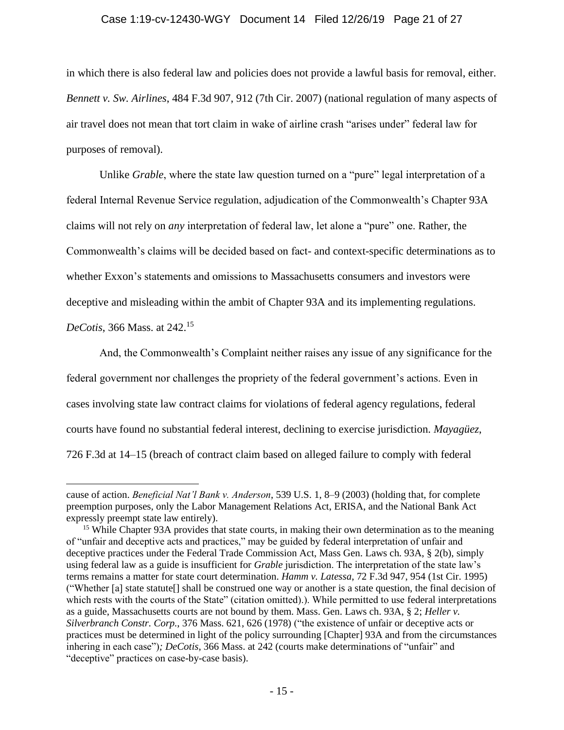in which there is also federal law and policies does not provide a lawful basis for removal, either. *Bennett v. Sw. Airlines*, 484 F.3d 907, 912 (7th Cir. 2007) (national regulation of many aspects of air travel does not mean that tort claim in wake of airline crash "arises under" federal law for purposes of removal).

Unlike *Grable*, where the state law question turned on a "pure" legal interpretation of a federal Internal Revenue Service regulation, adjudication of the Commonwealth's Chapter 93A claims will not rely on *any* interpretation of federal law, let alone a "pure" one. Rather, the Commonwealth's claims will be decided based on fact- and context-specific determinations as to whether Exxon's statements and omissions to Massachusetts consumers and investors were deceptive and misleading within the ambit of Chapter 93A and its implementing regulations. *DeCotis*, 366 Mass. at 242.[15]

And, the Commonwealth's Complaint neither raises any issue of any significance for the federal government nor challenges the propriety of the federal government's actions. Even in cases involving state law contract claims for violations of federal agency regulations, federal courts have found no substantial federal interest, declining to exercise jurisdiction. *Mayagüez*, 726 F.3d at 14–15 (breach of contract claim based on alleged failure to comply with federal

---

cause of action. *Beneficial Nat'l Bank v. Anderson*, 539 U.S. 1, 8–9 (2003) (holding that, for complete preemption purposes, only the Labor Management Relations Act, ERISA, and the National Bank Act expressly preempt state law entirely).

[15] While Chapter 93A provides that state courts, in making their own determination as to the meaning of "unfair and deceptive acts and practices," may be guided by federal interpretation of unfair and deceptive practices under the Federal Trade Commission Act, Mass Gen. Laws ch. 93A, § 2(b), simply using federal law as a guide is insufficient for *Grable* jurisdiction. The interpretation of the state law's terms remains a matter for state court determination. *Hamm v. Latessa*, 72 F.3d 947, 954 (1st Cir. 1995) ("Whether [a] state statute[] shall be construed one way or another is a state question, the final decision of which rests with the courts of the State" (citation omitted).). While permitted to use federal interpretations as a guide, Massachusetts courts are not bound by them. Mass. Gen. Laws ch. 93A, § 2; *Heller v. Silverbranch Constr. Corp.*, 376 Mass. 621, 626 (1978) ("the existence of unfair or deceptive acts or practices must be determined in light of the policy surrounding [Chapter] 93A and from the circumstances inhering in each case")*; DeCotis*, 366 Mass. at 242 (courts make determinations of "unfair" and "deceptive" practices on case-by-case basis).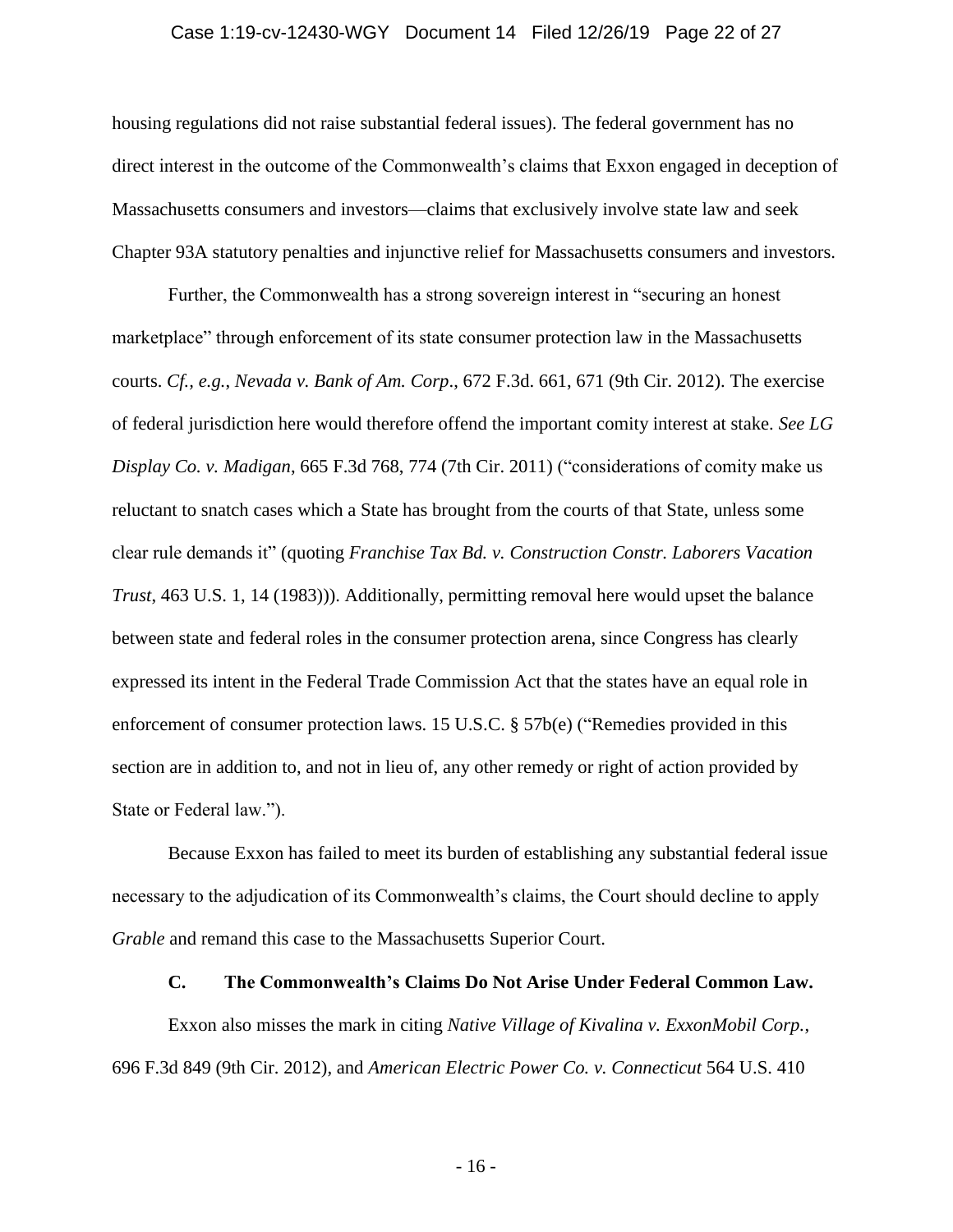housing regulations did not raise substantial federal issues). The federal government has no direct interest in the outcome of the Commonwealth's claims that Exxon engaged in deception of Massachusetts consumers and investors—claims that exclusively involve state law and seek Chapter 93A statutory penalties and injunctive relief for Massachusetts consumers and investors.

Further, the Commonwealth has a strong sovereign interest in "securing an honest marketplace" through enforcement of its state consumer protection law in the Massachusetts courts. *Cf., e.g.*, *Nevada v. Bank of Am. Corp*., 672 F.3d. 661, 671 (9th Cir. 2012). The exercise of federal jurisdiction here would therefore offend the important comity interest at stake. *See LG Display Co. v. Madigan*, 665 F.3d 768, 774 (7th Cir. 2011) ("considerations of comity make us reluctant to snatch cases which a State has brought from the courts of that State, unless some clear rule demands it" (quoting *Franchise Tax Bd. v. Construction Constr. Laborers Vacation Trust*, 463 U.S. 1, 14 (1983))). Additionally, permitting removal here would upset the balance between state and federal roles in the consumer protection arena, since Congress has clearly expressed its intent in the Federal Trade Commission Act that the states have an equal role in enforcement of consumer protection laws. 15 U.S.C. § 57b(e) ("Remedies provided in this section are in addition to, and not in lieu of, any other remedy or right of action provided by State or Federal law.").

Because Exxon has failed to meet its burden of establishing any substantial federal issue necessary to the adjudication of its Commonwealth's claims, the Court should decline to apply *Grable* and remand this case to the Massachusetts Superior Court.

### C. The Commonwealth's Claims Do Not Arise Under Federal Common Law.

Exxon also misses the mark in citing *Native Village of Kivalina v. ExxonMobil Corp.*, 696 F.3d 849 (9th Cir. 2012), and *American Electric Power Co. v. Connecticut* 564 U.S. 410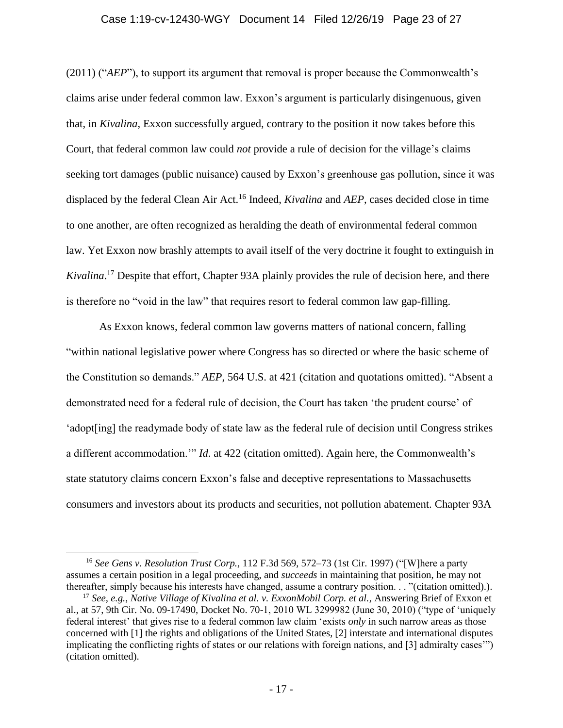(2011) ("*AEP*"), to support its argument that removal is proper because the Commonwealth's claims arise under federal common law. Exxon's argument is particularly disingenuous, given that, in *Kivalina*, Exxon successfully argued, contrary to the position it now takes before this Court, that federal common law could *not* provide a rule of decision for the village's claims seeking tort damages (public nuisance) caused by Exxon's greenhouse gas pollution, since it was displaced by the federal Clean Air Act.[16] Indeed, *Kivalina* and *AEP*, cases decided close in time to one another, are often recognized as heralding the death of environmental federal common law. Yet Exxon now brashly attempts to avail itself of the very doctrine it fought to extinguish in *Kivalina*.[17] Despite that effort, Chapter 93A plainly provides the rule of decision here, and there is therefore no "void in the law" that requires resort to federal common law gap-filling.

As Exxon knows, federal common law governs matters of national concern, falling "within national legislative power where Congress has so directed or where the basic scheme of the Constitution so demands." *AEP*, 564 U.S. at 421 (citation and quotations omitted). "Absent a demonstrated need for a federal rule of decision, the Court has taken 'the prudent course' of 'adopt[ing] the readymade body of state law as the federal rule of decision until Congress strikes a different accommodation.'" *Id*. at 422 (citation omitted). Again here, the Commonwealth's state statutory claims concern Exxon's false and deceptive representations to Massachusetts consumers and investors about its products and securities, not pollution abatement. Chapter 93A

---

[16] *See Gens v. Resolution Trust Corp.*, 112 F.3d 569, 572–73 (1st Cir. 1997) ("[W]here a party assumes a certain position in a legal proceeding, and *succeeds* in maintaining that position, he may not thereafter, simply because his interests have changed, assume a contrary position. . . "(citation omitted).).

[17] *See, e.g.*, *Native Village of Kivalina et al. v. ExxonMobil Corp. et al.*, Answering Brief of Exxon et al., at 57, 9th Cir. No. 09-17490, Docket No. 70-1, 2010 WL 3299982 (June 30, 2010) ("type of 'uniquely federal interest' that gives rise to a federal common law claim 'exists *only* in such narrow areas as those concerned with [1] the rights and obligations of the United States, [2] interstate and international disputes implicating the conflicting rights of states or our relations with foreign nations, and [3] admiralty cases'") (citation omitted).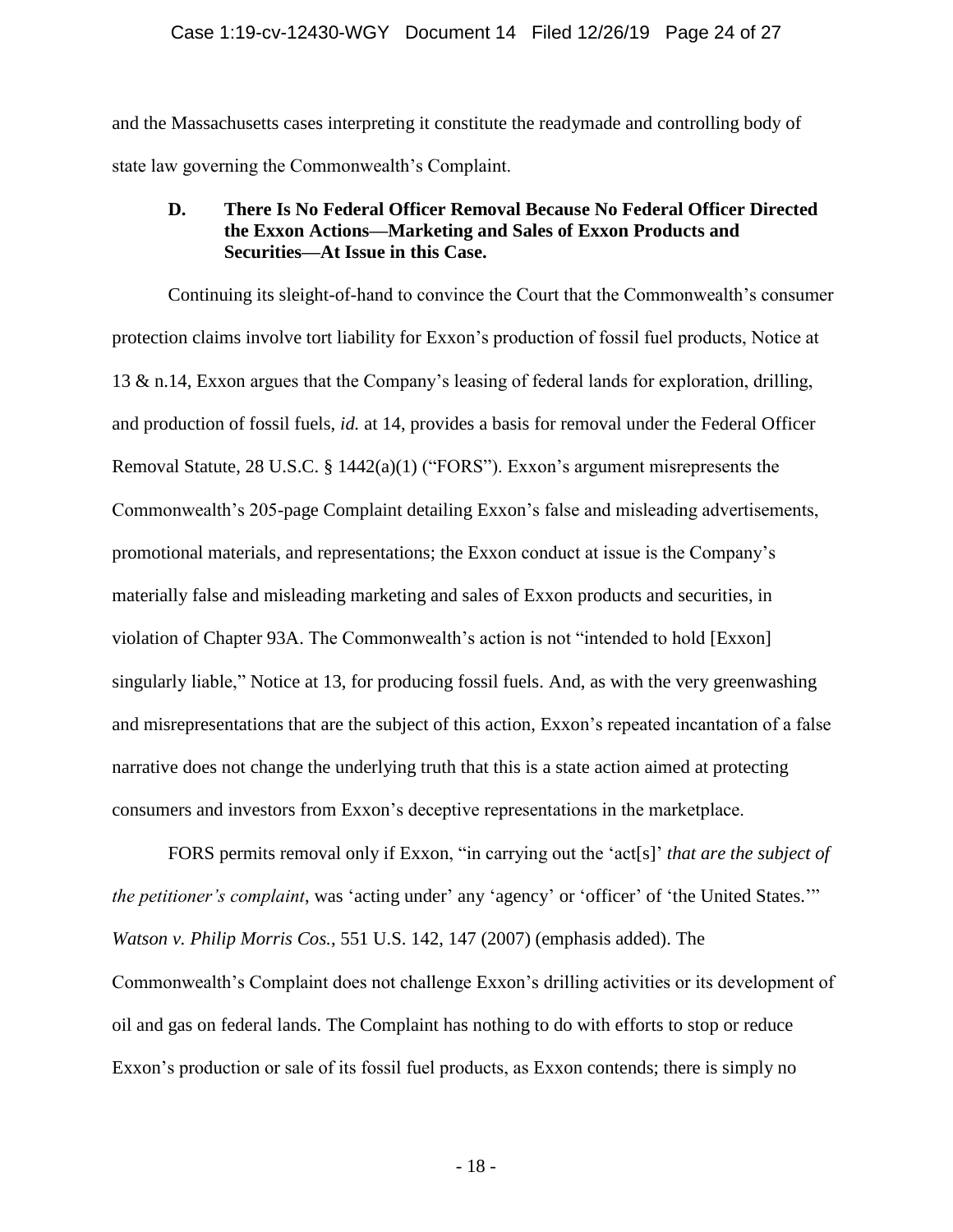and the Massachusetts cases interpreting it constitute the readymade and controlling body of state law governing the Commonwealth's Complaint.

### D. There Is No Federal Officer Removal Because No Federal Officer Directed the Exxon Actions—Marketing and Sales of Exxon Products and Securities—At Issue in this Case.

Continuing its sleight-of-hand to convince the Court that the Commonwealth's consumer protection claims involve tort liability for Exxon's production of fossil fuel products, Notice at 13 & n.14, Exxon argues that the Company's leasing of federal lands for exploration, drilling, and production of fossil fuels, *id.* at 14, provides a basis for removal under the Federal Officer Removal Statute, 28 U.S.C. § 1442(a)(1) ("FORS"). Exxon's argument misrepresents the Commonwealth's 205-page Complaint detailing Exxon's false and misleading advertisements, promotional materials, and representations; the Exxon conduct at issue is the Company's materially false and misleading marketing and sales of Exxon products and securities, in violation of Chapter 93A. The Commonwealth's action is not "intended to hold [Exxon] singularly liable," Notice at 13, for producing fossil fuels. And, as with the very greenwashing and misrepresentations that are the subject of this action, Exxon's repeated incantation of a false narrative does not change the underlying truth that this is a state action aimed at protecting consumers and investors from Exxon's deceptive representations in the marketplace.

FORS permits removal only if Exxon, "in carrying out the 'act[s]' *that are the subject of the petitioner's complaint*, was 'acting under' any 'agency' or 'officer' of 'the United States.'" *Watson v. Philip Morris Cos.*, 551 U.S. 142, 147 (2007) (emphasis added). The Commonwealth's Complaint does not challenge Exxon's drilling activities or its development of oil and gas on federal lands. The Complaint has nothing to do with efforts to stop or reduce Exxon's production or sale of its fossil fuel products, as Exxon contends; there is simply no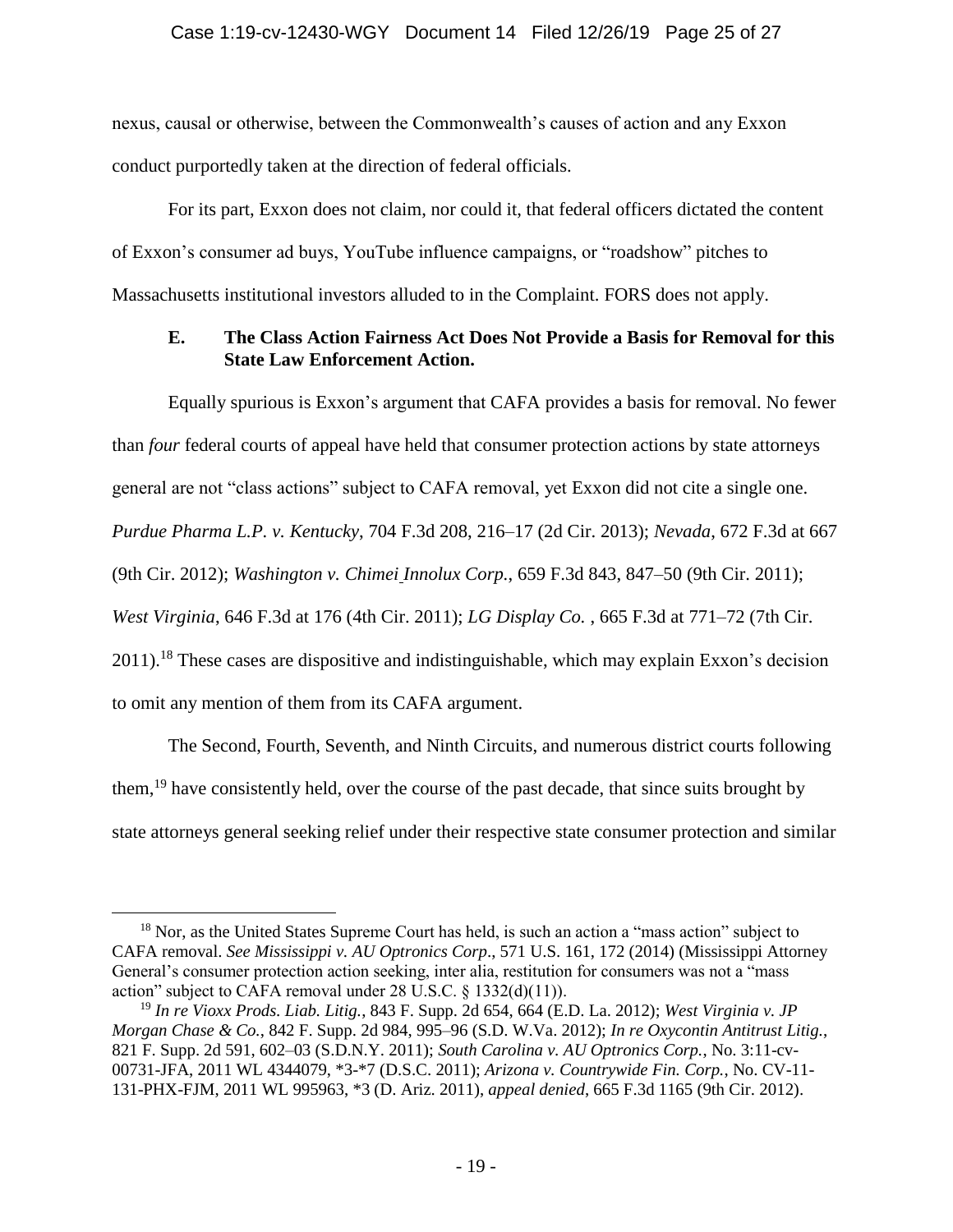nexus, causal or otherwise, between the Commonwealth's causes of action and any Exxon conduct purportedly taken at the direction of federal officials.

For its part, Exxon does not claim, nor could it, that federal officers dictated the content of Exxon's consumer ad buys, YouTube influence campaigns, or "roadshow" pitches to Massachusetts institutional investors alluded to in the Complaint. FORS does not apply.

### E. The Class Action Fairness Act Does Not Provide a Basis for Removal for this State Law Enforcement Action.

Equally spurious is Exxon's argument that CAFA provides a basis for removal. No fewer than *four* federal courts of appeal have held that consumer protection actions by state attorneys general are not "class actions" subject to CAFA removal, yet Exxon did not cite a single one. *Purdue Pharma L.P. v. Kentucky*, 704 F.3d 208, 216–17 (2d Cir. 2013); *Nevada*, 672 F.3d at 667 (9th Cir. 2012); *Washington v. Chimei Innolux Corp.*, 659 F.3d 843, 847–50 (9th Cir. 2011); *West Virginia*, 646 F.3d at 176 (4th Cir. 2011); *LG Display Co.* , 665 F.3d at 771–72 (7th Cir. 2011).[18] These cases are dispositive and indistinguishable, which may explain Exxon's decision to omit any mention of them from its CAFA argument.

The Second, Fourth, Seventh, and Ninth Circuits, and numerous district courts following them,[19] have consistently held, over the course of the past decade, that since suits brought by state attorneys general seeking relief under their respective state consumer protection and similar

---

[18] Nor, as the United States Supreme Court has held, is such an action a "mass action" subject to CAFA removal. *See Mississippi v. AU Optronics Corp*., 571 U.S. 161, 172 (2014) (Mississippi Attorney General's consumer protection action seeking, inter alia, restitution for consumers was not a "mass action" subject to CAFA removal under 28 U.S.C. § 1332(d)(11)).

[19] *In re Vioxx Prods. Liab. Litig.*, 843 F. Supp. 2d 654, 664 (E.D. La. 2012); *West Virginia v. JP Morgan Chase & Co.*, 842 F. Supp. 2d 984, 995–96 (S.D. W.Va. 2012); *In re Oxycontin Antitrust Litig.*, 821 F. Supp. 2d 591, 602–03 (S.D.N.Y. 2011); *South Carolina v. AU Optronics Corp.*, No. 3:11-cv-00731-JFA, 2011 WL 4344079, *3-*7 (D.S.C. 2011); *Arizona v. Countrywide Fin. Corp.*, No. CV-11-131-PHX-FJM, 2011 WL 995963, *3 (D. Ariz. 2011), *appeal denied*, 665 F.3d 1165 (9th Cir. 2012).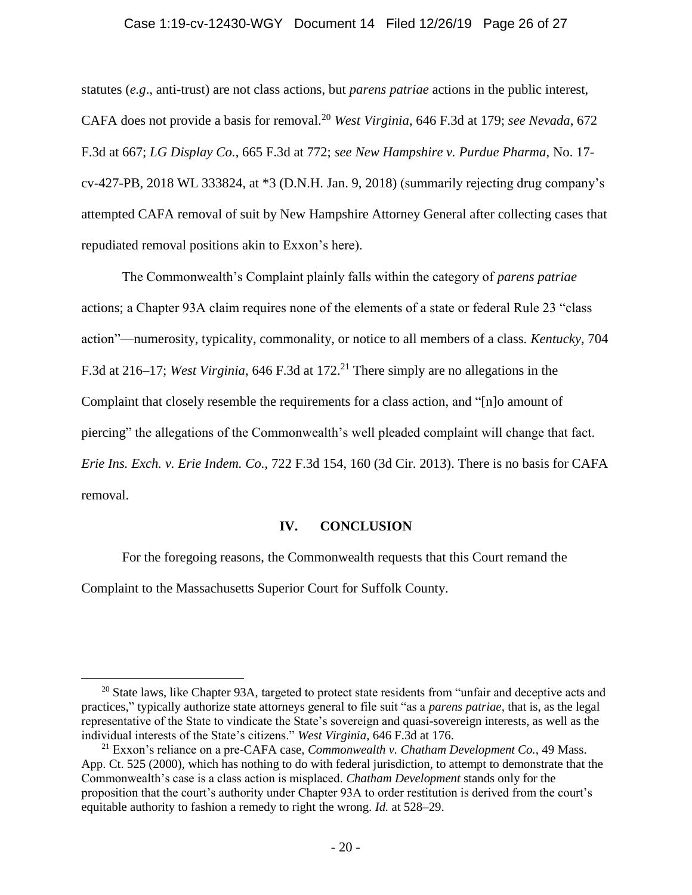statutes (*e.g*., anti-trust) are not class actions, but *parens patriae* actions in the public interest, CAFA does not provide a basis for removal.[20] *West Virginia*, 646 F.3d at 179; *see Nevada*, 672 F.3d at 667; *LG Display Co.*, 665 F.3d at 772; *see New Hampshire v. Purdue Pharma*, No. 17-cv-427-PB, 2018 WL 333824, at *3 (D.N.H. Jan. 9, 2018) (summarily rejecting drug company's attempted CAFA removal of suit by New Hampshire Attorney General after collecting cases that repudiated removal positions akin to Exxon's here).

The Commonwealth's Complaint plainly falls within the category of *parens patriae* actions; a Chapter 93A claim requires none of the elements of a state or federal Rule 23 "class action"—numerosity, typicality, commonality, or notice to all members of a class. *Kentucky*, 704 F.3d at 216–17; *West Virginia*, 646 F.3d at 172.[21] There simply are no allegations in the Complaint that closely resemble the requirements for a class action, and "[n]o amount of piercing" the allegations of the Commonwealth's well pleaded complaint will change that fact. *Erie Ins. Exch. v. Erie Indem. Co.*, 722 F.3d 154, 160 (3d Cir. 2013). There is no basis for CAFA removal.

## IV. CONCLUSION

For the foregoing reasons, the Commonwealth requests that this Court remand the Complaint to the Massachusetts Superior Court for Suffolk County.

---

[20] State laws, like Chapter 93A, targeted to protect state residents from "unfair and deceptive acts and practices," typically authorize state attorneys general to file suit "as a *parens patriae*, that is, as the legal representative of the State to vindicate the State's sovereign and quasi-sovereign interests, as well as the individual interests of the State's citizens." *West Virginia*, 646 F.3d at 176.

[21] Exxon's reliance on a pre-CAFA case, *Commonwealth v. Chatham Development Co.*, 49 Mass. App. Ct. 525 (2000), which has nothing to do with federal jurisdiction, to attempt to demonstrate that the Commonwealth's case is a class action is misplaced. *Chatham Development* stands only for the proposition that the court's authority under Chapter 93A to order restitution is derived from the court's equitable authority to fashion a remedy to right the wrong. *Id.* at 528–29.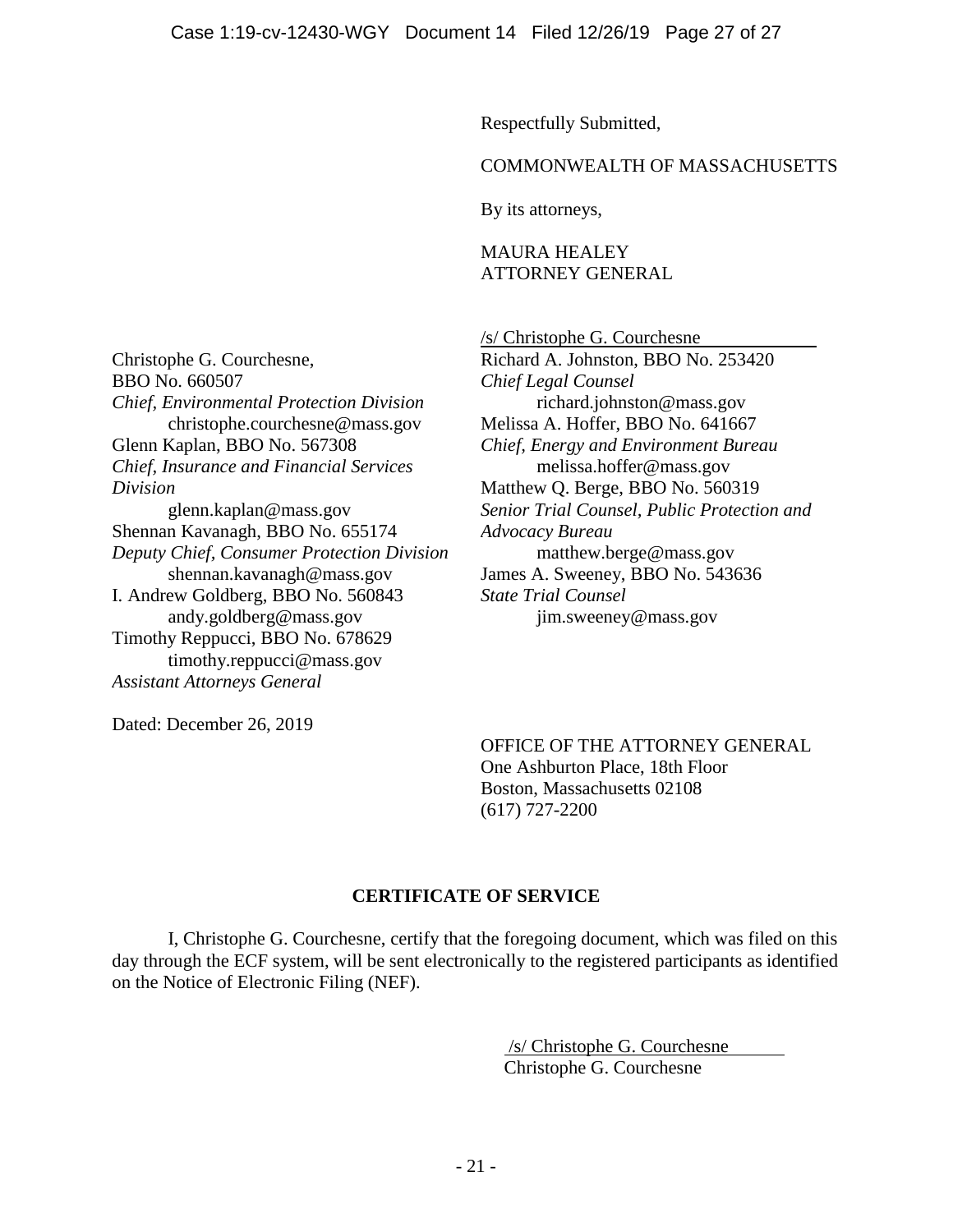Respectfully Submitted,

COMMONWEALTH OF MASSACHUSETTS

By its attorneys,

MAURA HEALEY
ATTORNEY GENERAL

/s/ Christophe G. Courchesne

Christophe G. Courchesne,
BBO No. 660507
*Chief, Environmental Protection Division*
christophe.courchesne@mass.gov
Glenn Kaplan, BBO No. 567308
*Chief, Insurance and Financial Services Division*
glenn.kaplan@mass.gov
Shennan Kavanagh, BBO No. 655174
*Deputy Chief, Consumer Protection Division*
shennan.kavanagh@mass.gov
I. Andrew Goldberg, BBO No. 560843
andy.goldberg@mass.gov
Timothy Reppucci, BBO No. 678629
timothy.reppucci@mass.gov
*Assistant Attorneys General*

Richard A. Johnston, BBO No. 253420
*Chief Legal Counsel*
richard.johnston@mass.gov
Melissa A. Hoffer, BBO No. 641667
*Chief, Energy and Environment Bureau*
melissa.hoffer@mass.gov
Matthew Q. Berge, BBO No. 560319
*Senior Trial Counsel, Public Protection and Advocacy Bureau*
matthew.berge@mass.gov
James A. Sweeney, BBO No. 543636
*State Trial Counsel*
jim.sweeney@mass.gov

Dated: December 26, 2019

OFFICE OF THE ATTORNEY GENERAL
One Ashburton Place, 18th Floor
Boston, Massachusetts 02108
(617) 727-2200

**CERTIFICATE OF SERVICE**

I, Christophe G. Courchesne, certify that the foregoing document, which was filed on this day through the ECF system, will be sent electronically to the registered participants as identified on the Notice of Electronic Filing (NEF).

/s/ Christophe G. Courchesne
Christophe G. Courchesne